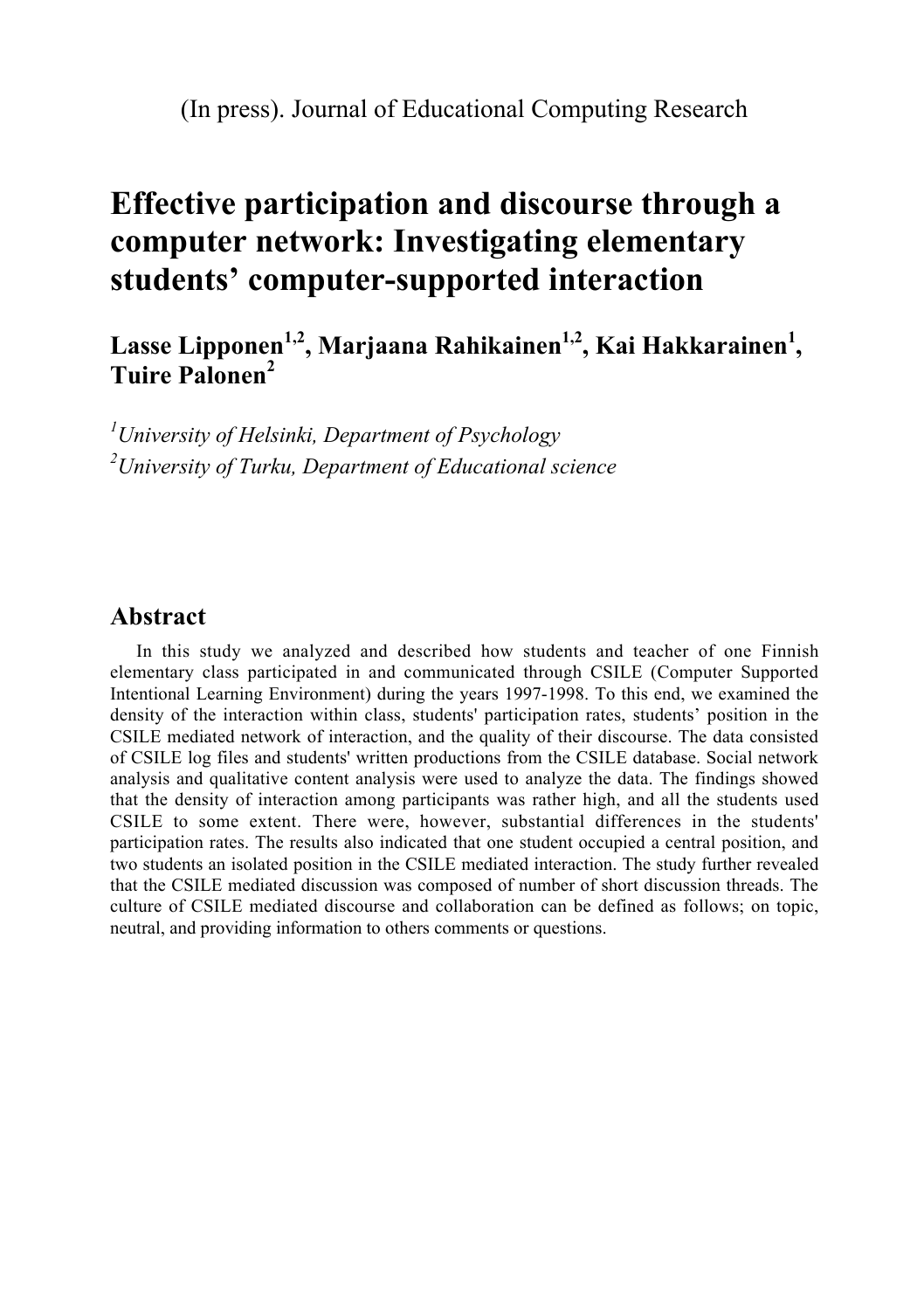(In press). Journal of Educational Computing Research

# Effective participation and discourse through a computer network: Investigating elementary students' computer-supported interaction

**Lasse Lipponen[1,2], Marjaana Rahikainen[1,2], Kai Hakkarainen[1], Tuire Palonen[2]**

[1]*University of Helsinki, Department of Psychology*
[2]*University of Turku, Department of Educational science*

## Abstract

In this study we analyzed and described how students and teacher of one Finnish elementary class participated in and communicated through CSILE (Computer Supported Intentional Learning Environment) during the years 1997-1998. To this end, we examined the density of the interaction within class, students' participation rates, students' position in the CSILE mediated network of interaction, and the quality of their discourse. The data consisted of CSILE log files and students' written productions from the CSILE database. Social network analysis and qualitative content analysis were used to analyze the data. The findings showed that the density of interaction among participants was rather high, and all the students used CSILE to some extent. There were, however, substantial differences in the students' participation rates. The results also indicated that one student occupied a central position, and two students an isolated position in the CSILE mediated interaction. The study further revealed that the CSILE mediated discussion was composed of number of short discussion threads. The culture of CSILE mediated discourse and collaboration can be defined as follows; on topic, neutral, and providing information to others comments or questions.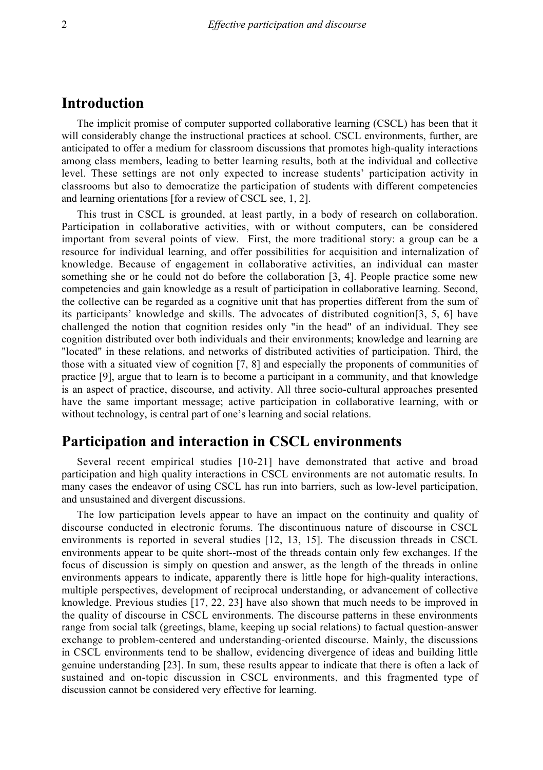## Introduction

The implicit promise of computer supported collaborative learning (CSCL) has been that it will considerably change the instructional practices at school. CSCL environments, further, are anticipated to offer a medium for classroom discussions that promotes high-quality interactions among class members, leading to better learning results, both at the individual and collective level. These settings are not only expected to increase students' participation activity in classrooms but also to democratize the participation of students with different competencies and learning orientations [for a review of CSCL see, 1, 2].

This trust in CSCL is grounded, at least partly, in a body of research on collaboration. Participation in collaborative activities, with or without computers, can be considered important from several points of view. First, the more traditional story: a group can be a resource for individual learning, and offer possibilities for acquisition and internalization of knowledge. Because of engagement in collaborative activities, an individual can master something she or he could not do before the collaboration [3, 4]. People practice some new competencies and gain knowledge as a result of participation in collaborative learning. Second, the collective can be regarded as a cognitive unit that has properties different from the sum of its participants' knowledge and skills. The advocates of distributed cognition[3, 5, 6] have challenged the notion that cognition resides only "in the head" of an individual. They see cognition distributed over both individuals and their environments; knowledge and learning are "located" in these relations, and networks of distributed activities of participation. Third, the those with a situated view of cognition [7, 8] and especially the proponents of communities of practice [9], argue that to learn is to become a participant in a community, and that knowledge is an aspect of practice, discourse, and activity. All three socio-cultural approaches presented have the same important message; active participation in collaborative learning, with or without technology, is central part of one's learning and social relations.

## Participation and interaction in CSCL environments

Several recent empirical studies [10-21] have demonstrated that active and broad participation and high quality interactions in CSCL environments are not automatic results. In many cases the endeavor of using CSCL has run into barriers, such as low-level participation, and unsustained and divergent discussions.

The low participation levels appear to have an impact on the continuity and quality of discourse conducted in electronic forums. The discontinuous nature of discourse in CSCL environments is reported in several studies [12, 13, 15]. The discussion threads in CSCL environments appear to be quite short--most of the threads contain only few exchanges. If the focus of discussion is simply on question and answer, as the length of the threads in online environments appears to indicate, apparently there is little hope for high-quality interactions, multiple perspectives, development of reciprocal understanding, or advancement of collective knowledge. Previous studies [17, 22, 23] have also shown that much needs to be improved in the quality of discourse in CSCL environments. The discourse patterns in these environments range from social talk (greetings, blame, keeping up social relations) to factual question-answer exchange to problem-centered and understanding-oriented discourse. Mainly, the discussions in CSCL environments tend to be shallow, evidencing divergence of ideas and building little genuine understanding [23]. In sum, these results appear to indicate that there is often a lack of sustained and on-topic discussion in CSCL environments, and this fragmented type of discussion cannot be considered very effective for learning.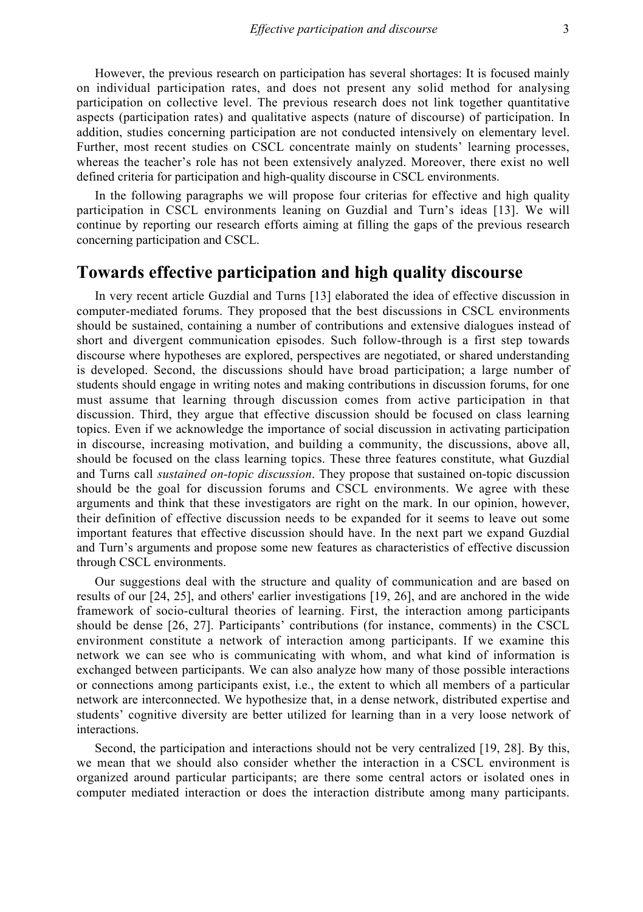However, the previous research on participation has several shortages: It is focused mainly on individual participation rates, and does not present any solid method for analysing participation on collective level. The previous research does not link together quantitative aspects (participation rates) and qualitative aspects (nature of discourse) of participation. In addition, studies concerning participation are not conducted intensively on elementary level. Further, most recent studies on CSCL concentrate mainly on students' learning processes, whereas the teacher's role has not been extensively analyzed. Moreover, there exist no well defined criteria for participation and high-quality discourse in CSCL environments.

In the following paragraphs we will propose four criterias for effective and high quality participation in CSCL environments leaning on Guzdial and Turn's ideas [13]. We will continue by reporting our research efforts aiming at filling the gaps of the previous research concerning participation and CSCL.

## Towards effective participation and high quality discourse

In very recent article Guzdial and Turns [13] elaborated the idea of effective discussion in computer-mediated forums. They proposed that the best discussions in CSCL environments should be sustained, containing a number of contributions and extensive dialogues instead of short and divergent communication episodes. Such follow-through is a first step towards discourse where hypotheses are explored, perspectives are negotiated, or shared understanding is developed. Second, the discussions should have broad participation; a large number of students should engage in writing notes and making contributions in discussion forums, for one must assume that learning through discussion comes from active participation in that discussion. Third, they argue that effective discussion should be focused on class learning topics. Even if we acknowledge the importance of social discussion in activating participation in discourse, increasing motivation, and building a community, the discussions, above all, should be focused on the class learning topics. These three features constitute, what Guzdial and Turns call *sustained on-topic discussion*. They propose that sustained on-topic discussion should be the goal for discussion forums and CSCL environments. We agree with these arguments and think that these investigators are right on the mark. In our opinion, however, their definition of effective discussion needs to be expanded for it seems to leave out some important features that effective discussion should have. In the next part we expand Guzdial and Turn's arguments and propose some new features as characteristics of effective discussion through CSCL environments.

Our suggestions deal with the structure and quality of communication and are based on results of our [24, 25], and others' earlier investigations [19, 26], and are anchored in the wide framework of socio-cultural theories of learning. First, the interaction among participants should be dense [26, 27]. Participants' contributions (for instance, comments) in the CSCL environment constitute a network of interaction among participants. If we examine this network we can see who is communicating with whom, and what kind of information is exchanged between participants. We can also analyze how many of those possible interactions or connections among participants exist, i.e., the extent to which all members of a particular network are interconnected. We hypothesize that, in a dense network, distributed expertise and students' cognitive diversity are better utilized for learning than in a very loose network of interactions.

Second, the participation and interactions should not be very centralized [19, 28]. By this, we mean that we should also consider whether the interaction in a CSCL environment is organized around particular participants; are there some central actors or isolated ones in computer mediated interaction or does the interaction distribute among many participants.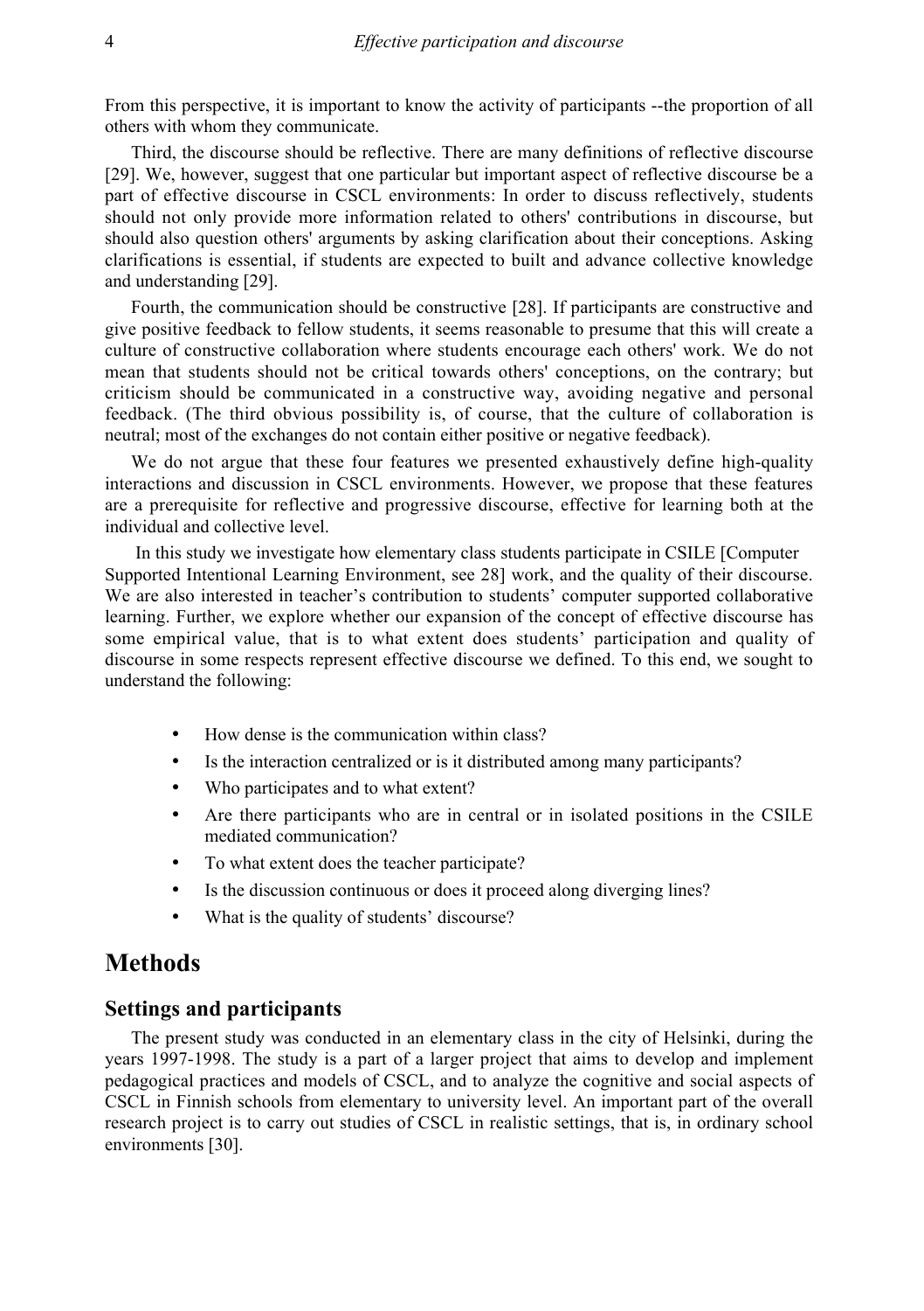From this perspective, it is important to know the activity of participants --the proportion of all others with whom they communicate.

Third, the discourse should be reflective. There are many definitions of reflective discourse [29]. We, however, suggest that one particular but important aspect of reflective discourse be a part of effective discourse in CSCL environments: In order to discuss reflectively, students should not only provide more information related to others' contributions in discourse, but should also question others' arguments by asking clarification about their conceptions. Asking clarifications is essential, if students are expected to built and advance collective knowledge and understanding [29].

Fourth, the communication should be constructive [28]. If participants are constructive and give positive feedback to fellow students, it seems reasonable to presume that this will create a culture of constructive collaboration where students encourage each others' work. We do not mean that students should not be critical towards others' conceptions, on the contrary; but criticism should be communicated in a constructive way, avoiding negative and personal feedback. (The third obvious possibility is, of course, that the culture of collaboration is neutral; most of the exchanges do not contain either positive or negative feedback).

We do not argue that these four features we presented exhaustively define high-quality interactions and discussion in CSCL environments. However, we propose that these features are a prerequisite for reflective and progressive discourse, effective for learning both at the individual and collective level.

In this study we investigate how elementary class students participate in CSILE [Computer Supported Intentional Learning Environment, see 28] work, and the quality of their discourse. We are also interested in teacher's contribution to students' computer supported collaborative learning. Further, we explore whether our expansion of the concept of effective discourse has some empirical value, that is to what extent does students' participation and quality of discourse in some respects represent effective discourse we defined. To this end, we sought to understand the following:

- How dense is the communication within class?
- Is the interaction centralized or is it distributed among many participants?
- Who participates and to what extent?
- Are there participants who are in central or in isolated positions in the CSILE mediated communication?
- To what extent does the teacher participate?
- Is the discussion continuous or does it proceed along diverging lines?
- What is the quality of students' discourse?

# Methods

## Settings and participants

The present study was conducted in an elementary class in the city of Helsinki, during the years 1997-1998. The study is a part of a larger project that aims to develop and implement pedagogical practices and models of CSCL, and to analyze the cognitive and social aspects of CSCL in Finnish schools from elementary to university level. An important part of the overall research project is to carry out studies of CSCL in realistic settings, that is, in ordinary school environments [30].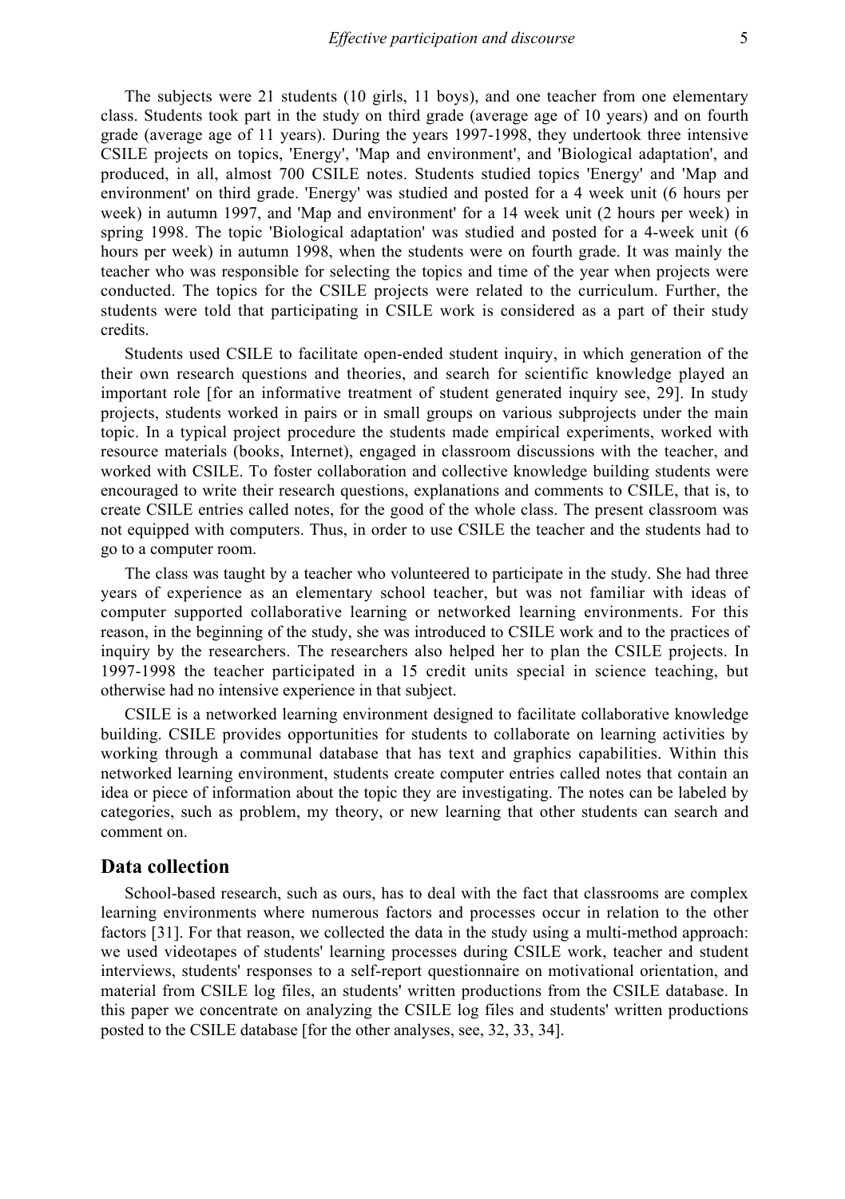The subjects were 21 students (10 girls, 11 boys), and one teacher from one elementary class. Students took part in the study on third grade (average age of 10 years) and on fourth grade (average age of 11 years). During the years 1997-1998, they undertook three intensive CSILE projects on topics, 'Energy', 'Map and environment', and 'Biological adaptation', and produced, in all, almost 700 CSILE notes. Students studied topics 'Energy' and 'Map and environment' on third grade. 'Energy' was studied and posted for a 4 week unit (6 hours per week) in autumn 1997, and 'Map and environment' for a 14 week unit (2 hours per week) in spring 1998. The topic 'Biological adaptation' was studied and posted for a 4-week unit (6 hours per week) in autumn 1998, when the students were on fourth grade. It was mainly the teacher who was responsible for selecting the topics and time of the year when projects were conducted. The topics for the CSILE projects were related to the curriculum. Further, the students were told that participating in CSILE work is considered as a part of their study credits.

Students used CSILE to facilitate open-ended student inquiry, in which generation of the their own research questions and theories, and search for scientific knowledge played an important role [for an informative treatment of student generated inquiry see, 29]. In study projects, students worked in pairs or in small groups on various subprojects under the main topic. In a typical project procedure the students made empirical experiments, worked with resource materials (books, Internet), engaged in classroom discussions with the teacher, and worked with CSILE. To foster collaboration and collective knowledge building students were encouraged to write their research questions, explanations and comments to CSILE, that is, to create CSILE entries called notes, for the good of the whole class. The present classroom was not equipped with computers. Thus, in order to use CSILE the teacher and the students had to go to a computer room.

The class was taught by a teacher who volunteered to participate in the study. She had three years of experience as an elementary school teacher, but was not familiar with ideas of computer supported collaborative learning or networked learning environments. For this reason, in the beginning of the study, she was introduced to CSILE work and to the practices of inquiry by the researchers. The researchers also helped her to plan the CSILE projects. In 1997-1998 the teacher participated in a 15 credit units special in science teaching, but otherwise had no intensive experience in that subject.

CSILE is a networked learning environment designed to facilitate collaborative knowledge building. CSILE provides opportunities for students to collaborate on learning activities by working through a communal database that has text and graphics capabilities. Within this networked learning environment, students create computer entries called notes that contain an idea or piece of information about the topic they are investigating. The notes can be labeled by categories, such as problem, my theory, or new learning that other students can search and comment on.

## Data collection

School-based research, such as ours, has to deal with the fact that classrooms are complex learning environments where numerous factors and processes occur in relation to the other factors [31]. For that reason, we collected the data in the study using a multi-method approach: we used videotapes of students' learning processes during CSILE work, teacher and student interviews, students' responses to a self-report questionnaire on motivational orientation, and material from CSILE log files, an students' written productions from the CSILE database. In this paper we concentrate on analyzing the CSILE log files and students' written productions posted to the CSILE database [for the other analyses, see, 32, 33, 34].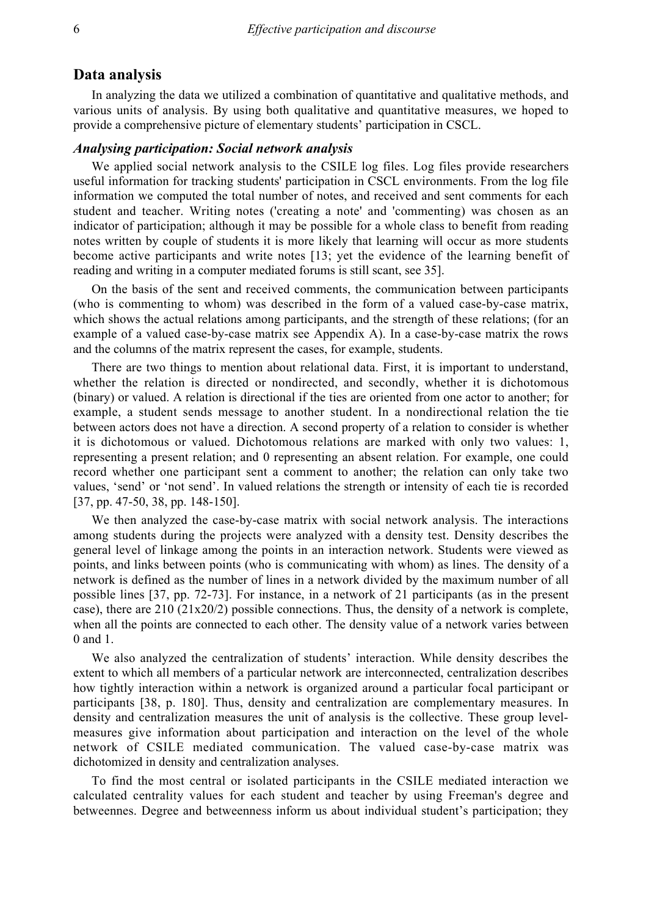## Data analysis

In analyzing the data we utilized a combination of quantitative and qualitative methods, and various units of analysis. By using both qualitative and quantitative measures, we hoped to provide a comprehensive picture of elementary students' participation in CSCL.

### *Analysing participation: Social network analysis*

We applied social network analysis to the CSILE log files. Log files provide researchers useful information for tracking students' participation in CSCL environments. From the log file information we computed the total number of notes, and received and sent comments for each student and teacher. Writing notes ('creating a note' and 'commenting) was chosen as an indicator of participation; although it may be possible for a whole class to benefit from reading notes written by couple of students it is more likely that learning will occur as more students become active participants and write notes [13; yet the evidence of the learning benefit of reading and writing in a computer mediated forums is still scant, see 35].

On the basis of the sent and received comments, the communication between participants (who is commenting to whom) was described in the form of a valued case-by-case matrix, which shows the actual relations among participants, and the strength of these relations; (for an example of a valued case-by-case matrix see Appendix A). In a case-by-case matrix the rows and the columns of the matrix represent the cases, for example, students.

There are two things to mention about relational data. First, it is important to understand, whether the relation is directed or nondirected, and secondly, whether it is dichotomous (binary) or valued. A relation is directional if the ties are oriented from one actor to another; for example, a student sends message to another student. In a nondirectional relation the tie between actors does not have a direction. A second property of a relation to consider is whether it is dichotomous or valued. Dichotomous relations are marked with only two values: 1, representing a present relation; and 0 representing an absent relation. For example, one could record whether one participant sent a comment to another; the relation can only take two values, 'send' or 'not send'. In valued relations the strength or intensity of each tie is recorded [37, pp. 47-50, 38, pp. 148-150].

We then analyzed the case-by-case matrix with social network analysis. The interactions among students during the projects were analyzed with a density test. Density describes the general level of linkage among the points in an interaction network. Students were viewed as points, and links between points (who is communicating with whom) as lines. The density of a network is defined as the number of lines in a network divided by the maximum number of all possible lines [37, pp. 72-73]. For instance, in a network of 21 participants (as in the present case), there are 210 (21x20/2) possible connections. Thus, the density of a network is complete, when all the points are connected to each other. The density value of a network varies between 0 and 1.

We also analyzed the centralization of students' interaction. While density describes the extent to which all members of a particular network are interconnected, centralization describes how tightly interaction within a network is organized around a particular focal participant or participants [38, p. 180]. Thus, density and centralization are complementary measures. In density and centralization measures the unit of analysis is the collective. These group level-measures give information about participation and interaction on the level of the whole network of CSILE mediated communication. The valued case-by-case matrix was dichotomized in density and centralization analyses.

To find the most central or isolated participants in the CSILE mediated interaction we calculated centrality values for each student and teacher by using Freeman's degree and betweennes. Degree and betweenness inform us about individual student's participation; they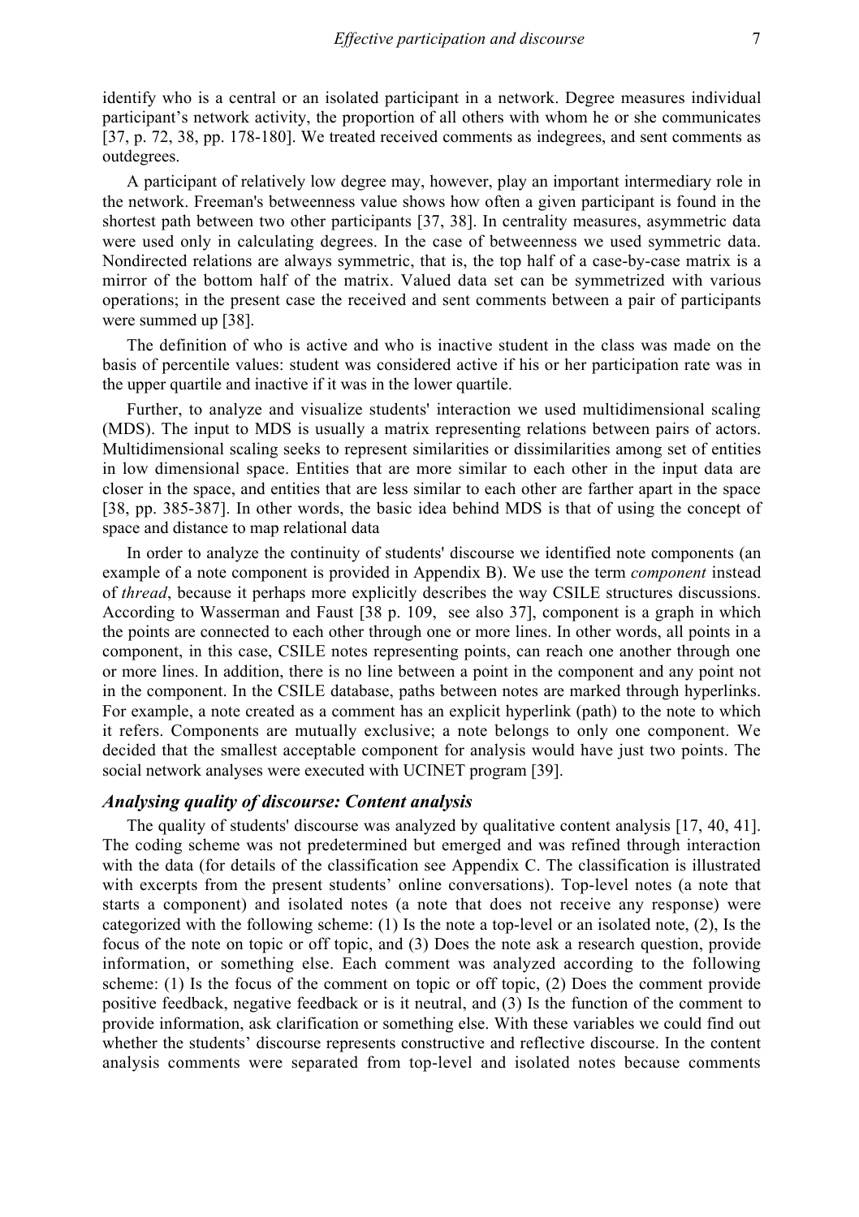identify who is a central or an isolated participant in a network. Degree measures individual participant's network activity, the proportion of all others with whom he or she communicates [37, p. 72, 38, pp. 178-180]. We treated received comments as indegrees, and sent comments as outdegrees.

A participant of relatively low degree may, however, play an important intermediary role in the network. Freeman's betweenness value shows how often a given participant is found in the shortest path between two other participants [37, 38]. In centrality measures, asymmetric data were used only in calculating degrees. In the case of betweenness we used symmetric data. Nondirected relations are always symmetric, that is, the top half of a case-by-case matrix is a mirror of the bottom half of the matrix. Valued data set can be symmetrized with various operations; in the present case the received and sent comments between a pair of participants were summed up [38].

The definition of who is active and who is inactive student in the class was made on the basis of percentile values: student was considered active if his or her participation rate was in the upper quartile and inactive if it was in the lower quartile.

Further, to analyze and visualize students' interaction we used multidimensional scaling (MDS). The input to MDS is usually a matrix representing relations between pairs of actors. Multidimensional scaling seeks to represent similarities or dissimilarities among set of entities in low dimensional space. Entities that are more similar to each other in the input data are closer in the space, and entities that are less similar to each other are farther apart in the space [38, pp. 385-387]. In other words, the basic idea behind MDS is that of using the concept of space and distance to map relational data

In order to analyze the continuity of students' discourse we identified note components (an example of a note component is provided in Appendix B). We use the term *component* instead of *thread*, because it perhaps more explicitly describes the way CSILE structures discussions. According to Wasserman and Faust [38 p. 109, see also 37], component is a graph in which the points are connected to each other through one or more lines. In other words, all points in a component, in this case, CSILE notes representing points, can reach one another through one or more lines. In addition, there is no line between a point in the component and any point not in the component. In the CSILE database, paths between notes are marked through hyperlinks. For example, a note created as a comment has an explicit hyperlink (path) to the note to which it refers. Components are mutually exclusive; a note belongs to only one component. We decided that the smallest acceptable component for analysis would have just two points. The social network analyses were executed with UCINET program [39].

### *Analysing quality of discourse: Content analysis*

The quality of students' discourse was analyzed by qualitative content analysis [17, 40, 41]. The coding scheme was not predetermined but emerged and was refined through interaction with the data (for details of the classification see Appendix C. The classification is illustrated with excerpts from the present students' online conversations). Top-level notes (a note that starts a component) and isolated notes (a note that does not receive any response) were categorized with the following scheme: (1) Is the note a top-level or an isolated note, (2), Is the focus of the note on topic or off topic, and (3) Does the note ask a research question, provide information, or something else. Each comment was analyzed according to the following scheme: (1) Is the focus of the comment on topic or off topic, (2) Does the comment provide positive feedback, negative feedback or is it neutral, and (3) Is the function of the comment to provide information, ask clarification or something else. With these variables we could find out whether the students' discourse represents constructive and reflective discourse. In the content analysis comments were separated from top-level and isolated notes because comments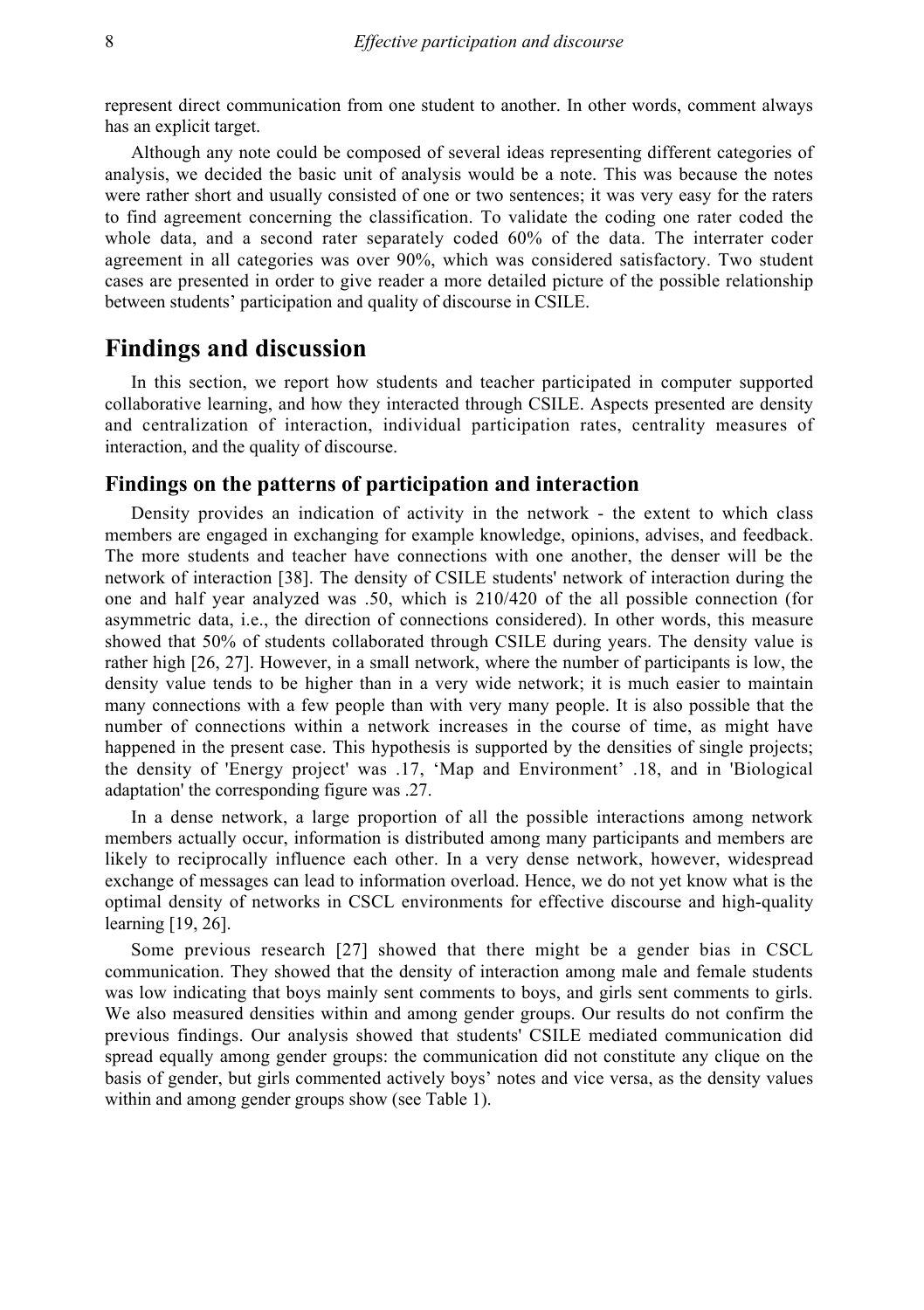represent direct communication from one student to another. In other words, comment always has an explicit target.

Although any note could be composed of several ideas representing different categories of analysis, we decided the basic unit of analysis would be a note. This was because the notes were rather short and usually consisted of one or two sentences; it was very easy for the raters to find agreement concerning the classification. To validate the coding one rater coded the whole data, and a second rater separately coded 60% of the data. The interrater coder agreement in all categories was over 90%, which was considered satisfactory. Two student cases are presented in order to give reader a more detailed picture of the possible relationship between students' participation and quality of discourse in CSILE.

# Findings and discussion

In this section, we report how students and teacher participated in computer supported collaborative learning, and how they interacted through CSILE. Aspects presented are density and centralization of interaction, individual participation rates, centrality measures of interaction, and the quality of discourse.

## Findings on the patterns of participation and interaction

Density provides an indication of activity in the network - the extent to which class members are engaged in exchanging for example knowledge, opinions, advises, and feedback. The more students and teacher have connections with one another, the denser will be the network of interaction [38]. The density of CSILE students' network of interaction during the one and half year analyzed was .50, which is 210/420 of the all possible connection (for asymmetric data, i.e., the direction of connections considered). In other words, this measure showed that 50% of students collaborated through CSILE during years. The density value is rather high [26, 27]. However, in a small network, where the number of participants is low, the density value tends to be higher than in a very wide network; it is much easier to maintain many connections with a few people than with very many people. It is also possible that the number of connections within a network increases in the course of time, as might have happened in the present case. This hypothesis is supported by the densities of single projects; the density of 'Energy project' was .17, 'Map and Environment' .18, and in 'Biological adaptation' the corresponding figure was .27.

In a dense network, a large proportion of all the possible interactions among network members actually occur, information is distributed among many participants and members are likely to reciprocally influence each other. In a very dense network, however, widespread exchange of messages can lead to information overload. Hence, we do not yet know what is the optimal density of networks in CSCL environments for effective discourse and high-quality learning [19, 26].

Some previous research [27] showed that there might be a gender bias in CSCL communication. They showed that the density of interaction among male and female students was low indicating that boys mainly sent comments to boys, and girls sent comments to girls. We also measured densities within and among gender groups. Our results do not confirm the previous findings. Our analysis showed that students' CSILE mediated communication did spread equally among gender groups: the communication did not constitute any clique on the basis of gender, but girls commented actively boys' notes and vice versa, as the density values within and among gender groups show (see Table 1).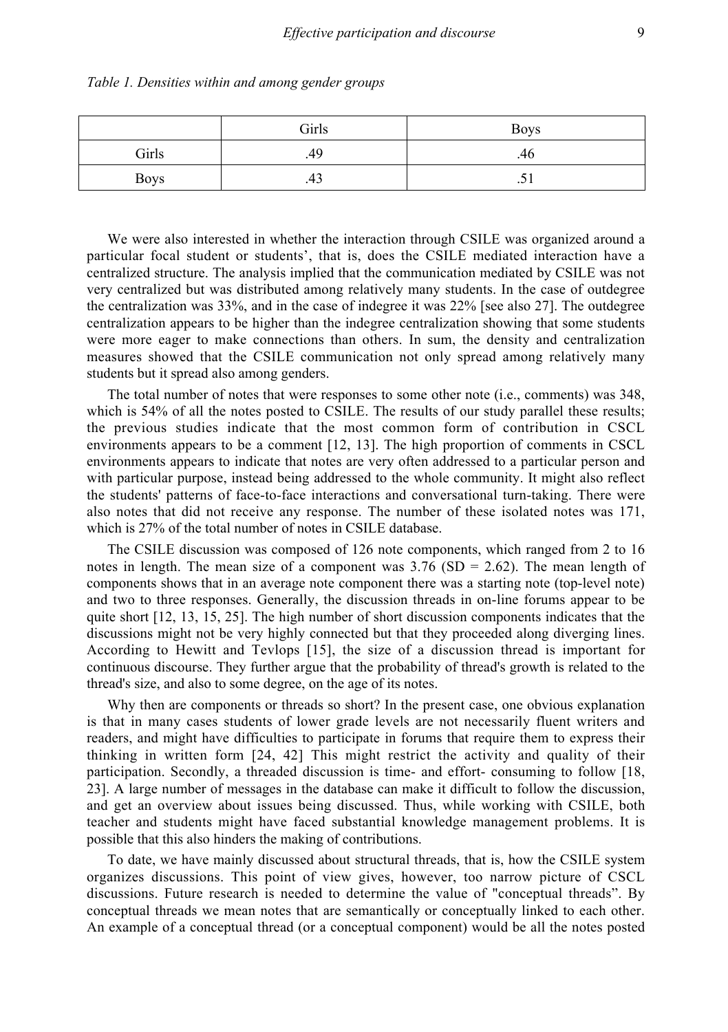*Table 1. Densities within and among gender groups*

| | Girls | Boys |
|---|---|---|
| Girls | .49 | .46 |
| Boys | .43 | .51 |

We were also interested in whether the interaction through CSILE was organized around a particular focal student or students', that is, does the CSILE mediated interaction have a centralized structure. The analysis implied that the communication mediated by CSILE was not very centralized but was distributed among relatively many students. In the case of outdegree the centralization was 33%, and in the case of indegree it was 22% [see also 27]. The outdegree centralization appears to be higher than the indegree centralization showing that some students were more eager to make connections than others. In sum, the density and centralization measures showed that the CSILE communication not only spread among relatively many students but it spread also among genders.

The total number of notes that were responses to some other note (i.e., comments) was 348, which is 54% of all the notes posted to CSILE. The results of our study parallel these results; the previous studies indicate that the most common form of contribution in CSCL environments appears to be a comment [12, 13]. The high proportion of comments in CSCL environments appears to indicate that notes are very often addressed to a particular person and with particular purpose, instead being addressed to the whole community. It might also reflect the students' patterns of face-to-face interactions and conversational turn-taking. There were also notes that did not receive any response. The number of these isolated notes was 171, which is 27% of the total number of notes in CSILE database.

The CSILE discussion was composed of 126 note components, which ranged from 2 to 16 notes in length. The mean size of a component was 3.76 (SD = 2.62). The mean length of components shows that in an average note component there was a starting note (top-level note) and two to three responses. Generally, the discussion threads in on-line forums appear to be quite short [12, 13, 15, 25]. The high number of short discussion components indicates that the discussions might not be very highly connected but that they proceeded along diverging lines. According to Hewitt and Tevlops [15], the size of a discussion thread is important for continuous discourse. They further argue that the probability of thread's growth is related to the thread's size, and also to some degree, on the age of its notes.

Why then are components or threads so short? In the present case, one obvious explanation is that in many cases students of lower grade levels are not necessarily fluent writers and readers, and might have difficulties to participate in forums that require them to express their thinking in written form [24, 42] This might restrict the activity and quality of their participation. Secondly, a threaded discussion is time- and effort- consuming to follow [18, 23]. A large number of messages in the database can make it difficult to follow the discussion, and get an overview about issues being discussed. Thus, while working with CSILE, both teacher and students might have faced substantial knowledge management problems. It is possible that this also hinders the making of contributions.

To date, we have mainly discussed about structural threads, that is, how the CSILE system organizes discussions. This point of view gives, however, too narrow picture of CSCL discussions. Future research is needed to determine the value of "conceptual threads". By conceptual threads we mean notes that are semantically or conceptually linked to each other. An example of a conceptual thread (or a conceptual component) would be all the notes posted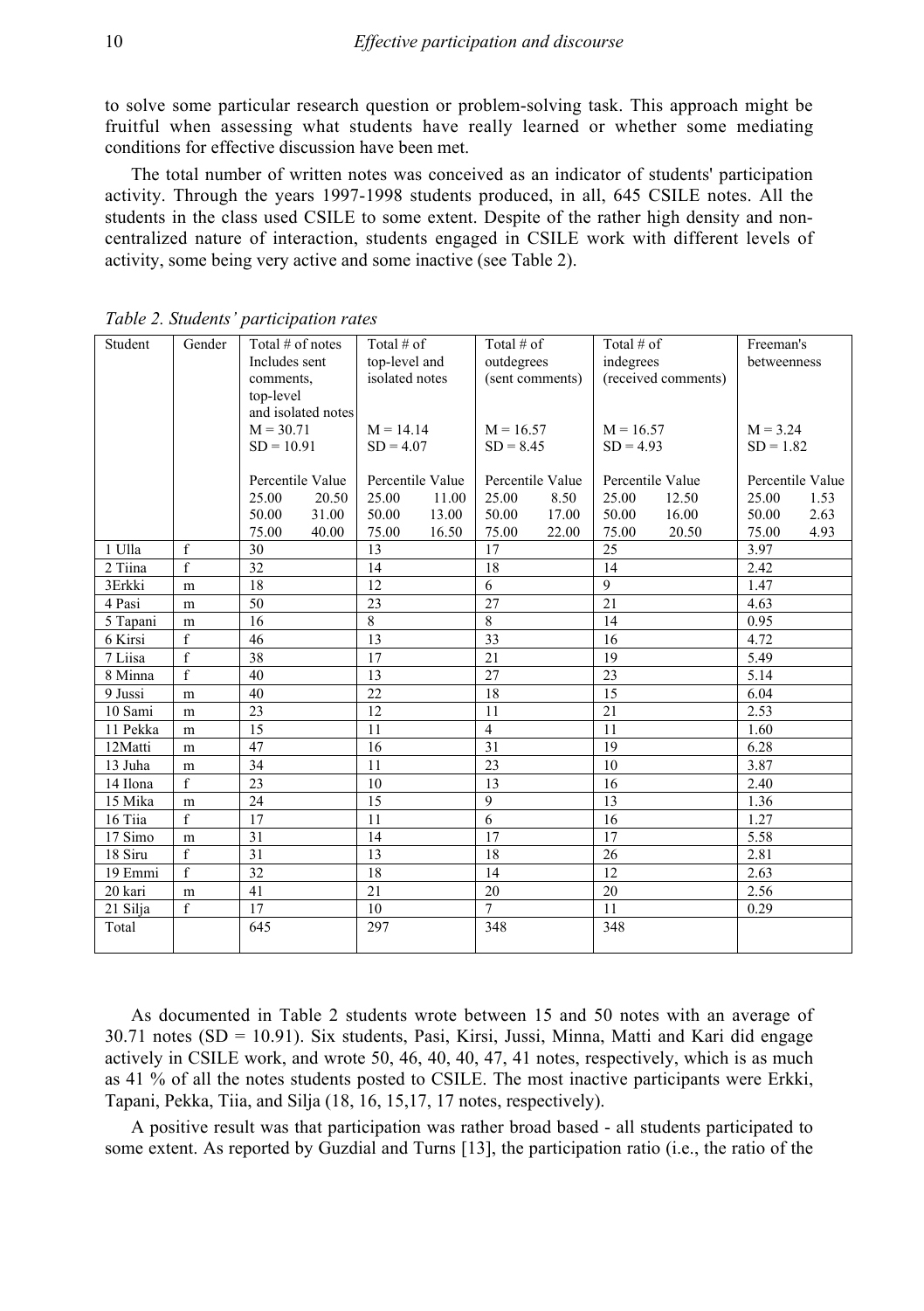to solve some particular research question or problem-solving task. This approach might be fruitful when assessing what students have really learned or whether some mediating conditions for effective discussion have been met.

The total number of written notes was conceived as an indicator of students' participation activity. Through the years 1997-1998 students produced, in all, 645 CSILE notes. All the students in the class used CSILE to some extent. Despite of the rather high density and non-centralized nature of interaction, students engaged in CSILE work with different levels of activity, some being very active and some inactive (see Table 2).

*Table 2. Students' participation rates*

| Student | Gender | Total # of notes Includes sent comments, top-level and isolated notes | Total # of top-level and isolated notes | Total # of outdegrees (sent comments) | Total # of indegrees (received comments) | Freeman's betweenness |
|---|---|---|---|---|---|---|
| | | M = 30.71<br>SD = 10.91 | M = 14.14<br>SD = 4.07 | M = 16.57<br>SD = 8.45 | M = 16.57<br>SD = 4.93 | M = 3.24<br>SD = 1.82 |
| | | Percentile Value<br>25.00 20.50<br>50.00 31.00<br>75.00 40.00 | Percentile Value<br>25.00 11.00<br>50.00 13.00<br>75.00 16.50 | Percentile Value<br>25.00 8.50<br>50.00 17.00<br>75.00 22.00 | Percentile Value<br>25.00 12.50<br>50.00 16.00<br>75.00 20.50 | Percentile Value<br>25.00 1.53<br>50.00 2.63<br>75.00 4.93 |
| 1 Ulla | f | 30 | 13 | 17 | 25 | 3.97 |
| 2 Tiina | f | 32 | 14 | 18 | 14 | 2.42 |
| 3Erkki | m | 18 | 12 | 6 | 9 | 1.47 |
| 4 Pasi | m | 50 | 23 | 27 | 21 | 4.63 |
| 5 Tapani | m | 16 | 8 | 8 | 14 | 0.95 |
| 6 Kirsi | f | 46 | 13 | 33 | 16 | 4.72 |
| 7 Liisa | f | 38 | 17 | 21 | 19 | 5.49 |
| 8 Minna | f | 40 | 13 | 27 | 23 | 5.14 |
| 9 Jussi | m | 40 | 22 | 18 | 15 | 6.04 |
| 10 Sami | m | 23 | 12 | 11 | 21 | 2.53 |
| 11 Pekka | m | 15 | 11 | 4 | 11 | 1.60 |
| 12Matti | m | 47 | 16 | 31 | 19 | 6.28 |
| 13 Juha | m | 34 | 11 | 23 | 10 | 3.87 |
| 14 Ilona | f | 23 | 10 | 13 | 16 | 2.40 |
| 15 Mika | m | 24 | 15 | 9 | 13 | 1.36 |
| 16 Tiia | f | 17 | 11 | 6 | 16 | 1.27 |
| 17 Simo | m | 31 | 14 | 17 | 17 | 5.58 |
| 18 Siru | f | 31 | 13 | 18 | 26 | 2.81 |
| 19 Emmi | f | 32 | 18 | 14 | 12 | 2.63 |
| 20 kari | m | 41 | 21 | 20 | 20 | 2.56 |
| 21 Silja | f | 17 | 10 | 7 | 11 | 0.29 |
| Total | | 645 | 297 | 348 | 348 | |

As documented in Table 2 students wrote between 15 and 50 notes with an average of 30.71 notes (SD = 10.91). Six students, Pasi, Kirsi, Jussi, Minna, Matti and Kari did engage actively in CSILE work, and wrote 50, 46, 40, 40, 47, 41 notes, respectively, which is as much as 41 % of all the notes students posted to CSILE. The most inactive participants were Erkki, Tapani, Pekka, Tiia, and Silja (18, 16, 15,17, 17 notes, respectively).

A positive result was that participation was rather broad based - all students participated to some extent. As reported by Guzdial and Turns [13], the participation ratio (i.e., the ratio of the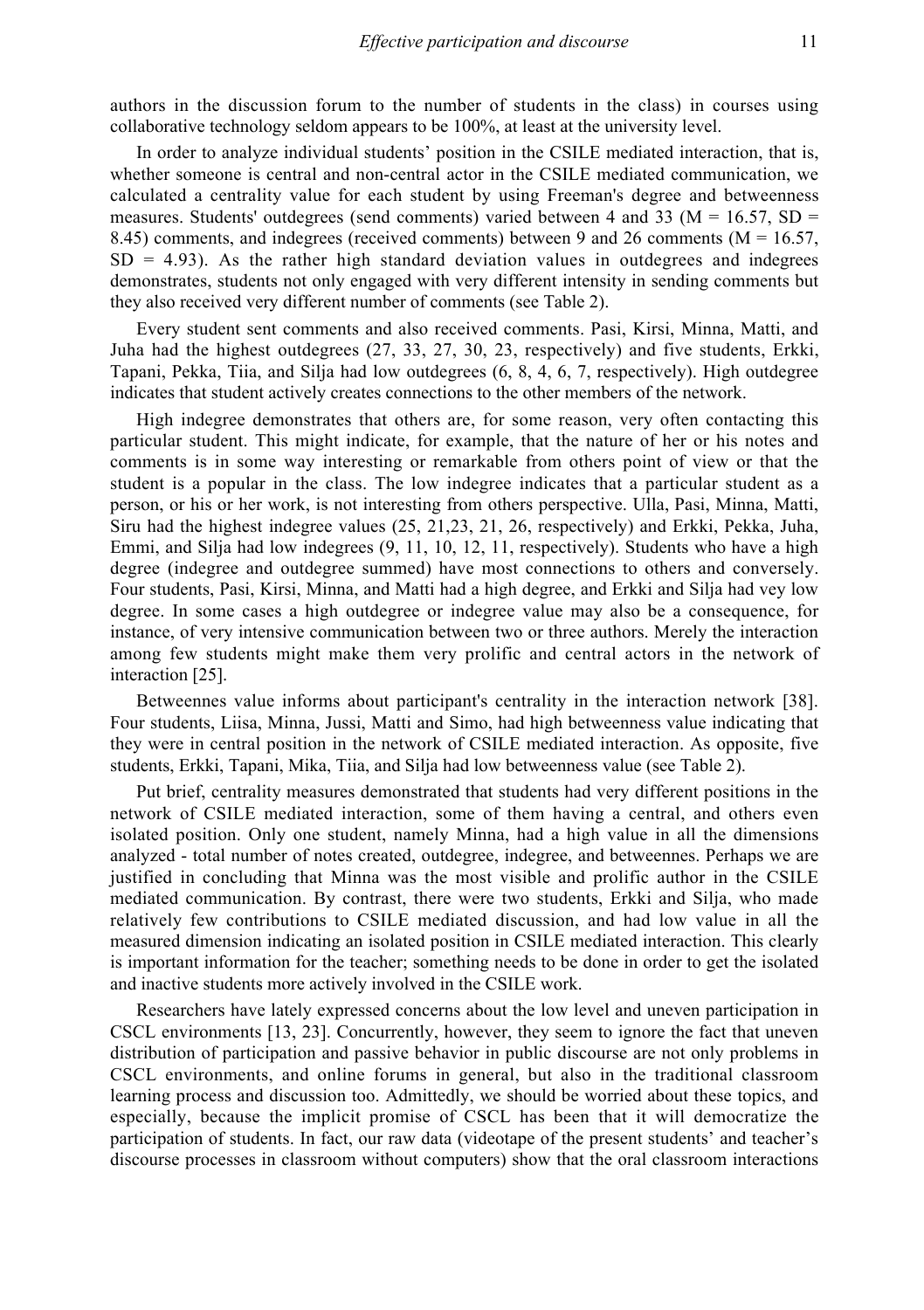authors in the discussion forum to the number of students in the class) in courses using collaborative technology seldom appears to be 100%, at least at the university level.

In order to analyze individual students' position in the CSILE mediated interaction, that is, whether someone is central and non-central actor in the CSILE mediated communication, we calculated a centrality value for each student by using Freeman's degree and betweenness measures. Students' outdegrees (send comments) varied between 4 and 33 (M = 16.57, SD = 8.45) comments, and indegrees (received comments) between 9 and 26 comments (M = 16.57, SD = 4.93). As the rather high standard deviation values in outdegrees and indegrees demonstrates, students not only engaged with very different intensity in sending comments but they also received very different number of comments (see Table 2).

Every student sent comments and also received comments. Pasi, Kirsi, Minna, Matti, and Juha had the highest outdegrees (27, 33, 27, 30, 23, respectively) and five students, Erkki, Tapani, Pekka, Tiia, and Silja had low outdegrees (6, 8, 4, 6, 7, respectively). High outdegree indicates that student actively creates connections to the other members of the network.

High indegree demonstrates that others are, for some reason, very often contacting this particular student. This might indicate, for example, that the nature of her or his notes and comments is in some way interesting or remarkable from others point of view or that the student is a popular in the class. The low indegree indicates that a particular student as a person, or his or her work, is not interesting from others perspective. Ulla, Pasi, Minna, Matti, Siru had the highest indegree values (25, 21,23, 21, 26, respectively) and Erkki, Pekka, Juha, Emmi, and Silja had low indegrees (9, 11, 10, 12, 11, respectively). Students who have a high degree (indegree and outdegree summed) have most connections to others and conversely. Four students, Pasi, Kirsi, Minna, and Matti had a high degree, and Erkki and Silja had vey low degree. In some cases a high outdegree or indegree value may also be a consequence, for instance, of very intensive communication between two or three authors. Merely the interaction among few students might make them very prolific and central actors in the network of interaction [25].

Betweennes value informs about participant's centrality in the interaction network [38]. Four students, Liisa, Minna, Jussi, Matti and Simo, had high betweenness value indicating that they were in central position in the network of CSILE mediated interaction. As opposite, five students, Erkki, Tapani, Mika, Tiia, and Silja had low betweenness value (see Table 2).

Put brief, centrality measures demonstrated that students had very different positions in the network of CSILE mediated interaction, some of them having a central, and others even isolated position. Only one student, namely Minna, had a high value in all the dimensions analyzed - total number of notes created, outdegree, indegree, and betweennes. Perhaps we are justified in concluding that Minna was the most visible and prolific author in the CSILE mediated communication. By contrast, there were two students, Erkki and Silja, who made relatively few contributions to CSILE mediated discussion, and had low value in all the measured dimension indicating an isolated position in CSILE mediated interaction. This clearly is important information for the teacher; something needs to be done in order to get the isolated and inactive students more actively involved in the CSILE work.

Researchers have lately expressed concerns about the low level and uneven participation in CSCL environments [13, 23]. Concurrently, however, they seem to ignore the fact that uneven distribution of participation and passive behavior in public discourse are not only problems in CSCL environments, and online forums in general, but also in the traditional classroom learning process and discussion too. Admittedly, we should be worried about these topics, and especially, because the implicit promise of CSCL has been that it will democratize the participation of students. In fact, our raw data (videotape of the present students' and teacher's discourse processes in classroom without computers) show that the oral classroom interactions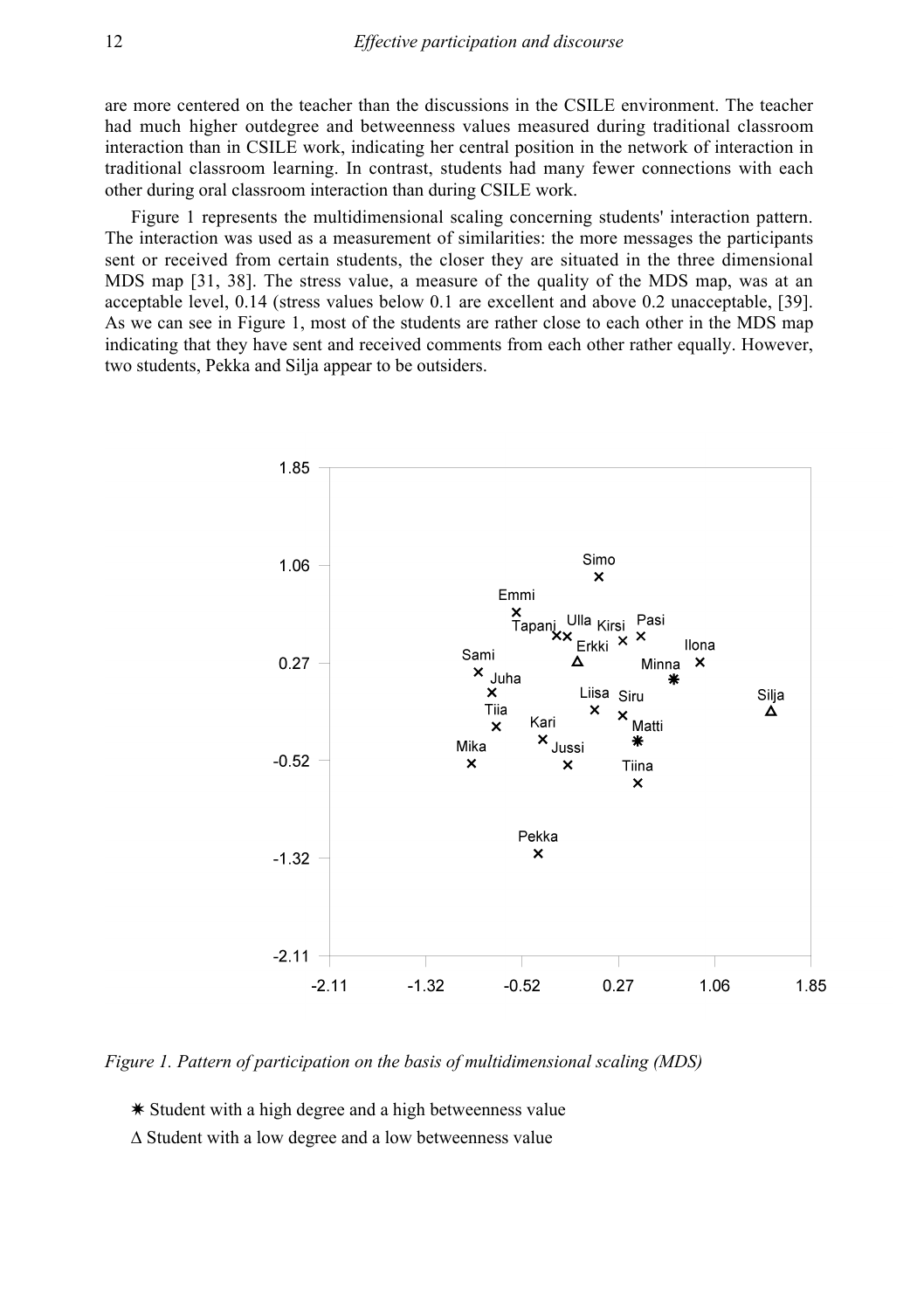are more centered on the teacher than the discussions in the CSILE environment. The teacher had much higher outdegree and betweenness values measured during traditional classroom interaction than in CSILE work, indicating her central position in the network of interaction in traditional classroom learning. In contrast, students had many fewer connections with each other during oral classroom interaction than during CSILE work.

Figure 1 represents the multidimensional scaling concerning students' interaction pattern. The interaction was used as a measurement of similarities: the more messages the participants sent or received from certain students, the closer they are situated in the three dimensional MDS map [31, 38]. The stress value, a measure of the quality of the MDS map, was at an acceptable level, 0.14 (stress values below 0.1 are excellent and above 0.2 unacceptable, [39]. As we can see in Figure 1, most of the students are rather close to each other in the MDS map indicating that they have sent and received comments from each other rather equally. However, two students, Pekka and Silja appear to be outsiders.

1.85
1.06
0.27
-0.52
-1.32
-2.11

-2.11 -1.32 -0.52 0.27 1.06 1.85

Simo
Emmi
Tapani
Ulla
Kirsi
Pasi
Erkki
Ilona
Sami
Minna
Juha
Liisa
Siru
Silja
Tiia
Kari
Matti
Mika
Jussi
Tiina
Pekka

*Figure 1. Pattern of participation on the basis of multidimensional scaling (MDS)*

✷ Student with a high degree and a high betweenness value

Δ Student with a low degree and a low betweenness value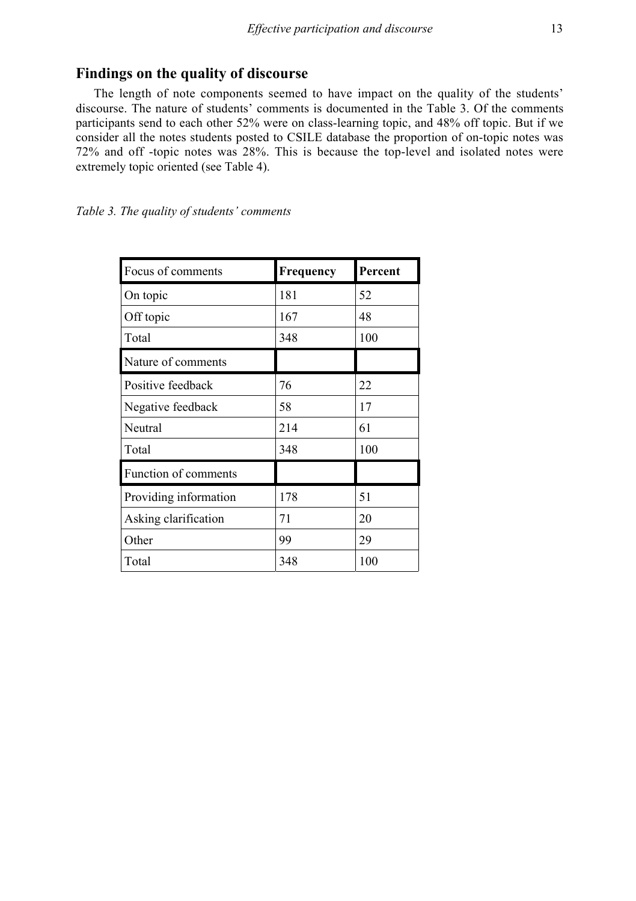## Findings on the quality of discourse

The length of note components seemed to have impact on the quality of the students' discourse. The nature of students' comments is documented in the Table 3. Of the comments participants send to each other 52% were on class-learning topic, and 48% off topic. But if we consider all the notes students posted to CSILE database the proportion of on-topic notes was 72% and off -topic notes was 28%. This is because the top-level and isolated notes were extremely topic oriented (see Table 4).

*Table 3. The quality of students' comments*

| Focus of comments | **Frequency** | **Percent** |
| --- | --- | --- |
| On topic | 181 | 52 |
| Off topic | 167 | 48 |
| Total | 348 | 100 |
| Nature of comments | | |
| Positive feedback | 76 | 22 |
| Negative feedback | 58 | 17 |
| Neutral | 214 | 61 |
| Total | 348 | 100 |
| Function of comments | | |
| Providing information | 178 | 51 |
| Asking clarification | 71 | 20 |
| Other | 99 | 29 |
| Total | 348 | 100 |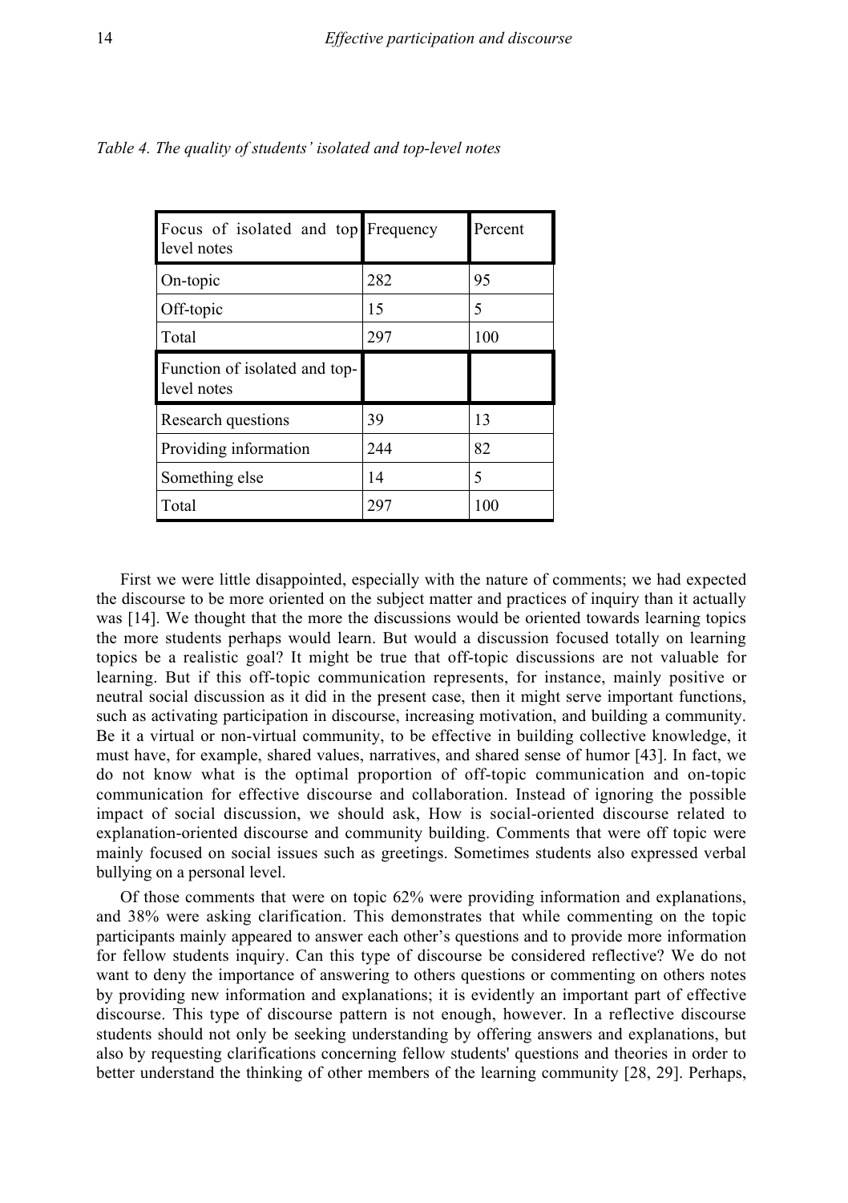*Table 4. The quality of students' isolated and top-level notes*

| Focus of isolated and top level notes | Frequency | Percent |
|---|---|---|
| On-topic | 282 | 95 |
| Off-topic | 15 | 5 |
| Total | 297 | 100 |
| **Function of isolated and top-level notes** | | |
| Research questions | 39 | 13 |
| Providing information | 244 | 82 |
| Something else | 14 | 5 |
| Total | 297 | 100 |

First we were little disappointed, especially with the nature of comments; we had expected the discourse to be more oriented on the subject matter and practices of inquiry than it actually was [14]. We thought that the more the discussions would be oriented towards learning topics the more students perhaps would learn. But would a discussion focused totally on learning topics be a realistic goal? It might be true that off-topic discussions are not valuable for learning. But if this off-topic communication represents, for instance, mainly positive or neutral social discussion as it did in the present case, then it might serve important functions, such as activating participation in discourse, increasing motivation, and building a community. Be it a virtual or non-virtual community, to be effective in building collective knowledge, it must have, for example, shared values, narratives, and shared sense of humor [43]. In fact, we do not know what is the optimal proportion of off-topic communication and on-topic communication for effective discourse and collaboration. Instead of ignoring the possible impact of social discussion, we should ask, How is social-oriented discourse related to explanation-oriented discourse and community building. Comments that were off topic were mainly focused on social issues such as greetings. Sometimes students also expressed verbal bullying on a personal level.

Of those comments that were on topic 62% were providing information and explanations, and 38% were asking clarification. This demonstrates that while commenting on the topic participants mainly appeared to answer each other's questions and to provide more information for fellow students inquiry. Can this type of discourse be considered reflective? We do not want to deny the importance of answering to others questions or commenting on others notes by providing new information and explanations; it is evidently an important part of effective discourse. This type of discourse pattern is not enough, however. In a reflective discourse students should not only be seeking understanding by offering answers and explanations, but also by requesting clarifications concerning fellow students' questions and theories in order to better understand the thinking of other members of the learning community [28, 29]. Perhaps,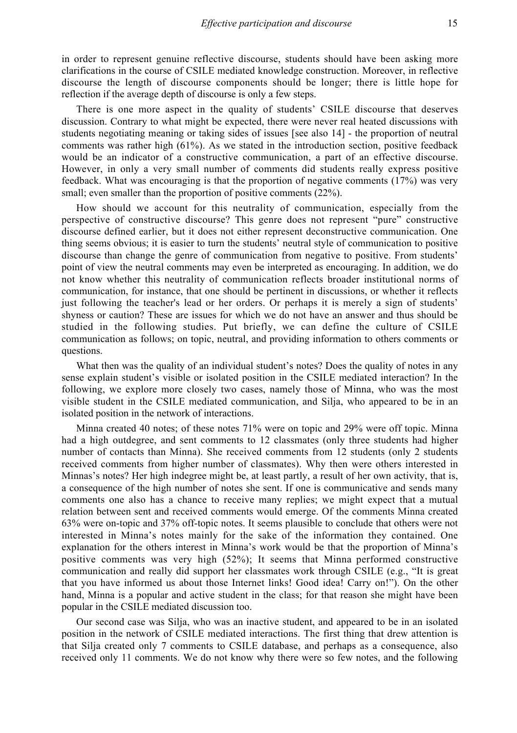in order to represent genuine reflective discourse, students should have been asking more clarifications in the course of CSILE mediated knowledge construction. Moreover, in reflective discourse the length of discourse components should be longer; there is little hope for reflection if the average depth of discourse is only a few steps.

There is one more aspect in the quality of students' CSILE discourse that deserves discussion. Contrary to what might be expected, there were never real heated discussions with students negotiating meaning or taking sides of issues [see also 14] - the proportion of neutral comments was rather high (61%). As we stated in the introduction section, positive feedback would be an indicator of a constructive communication, a part of an effective discourse. However, in only a very small number of comments did students really express positive feedback. What was encouraging is that the proportion of negative comments (17%) was very small; even smaller than the proportion of positive comments (22%).

How should we account for this neutrality of communication, especially from the perspective of constructive discourse? This genre does not represent "pure" constructive discourse defined earlier, but it does not either represent deconstructive communication. One thing seems obvious; it is easier to turn the students' neutral style of communication to positive discourse than change the genre of communication from negative to positive. From students' point of view the neutral comments may even be interpreted as encouraging. In addition, we do not know whether this neutrality of communication reflects broader institutional norms of communication, for instance, that one should be pertinent in discussions, or whether it reflects just following the teacher's lead or her orders. Or perhaps it is merely a sign of students' shyness or caution? These are issues for which we do not have an answer and thus should be studied in the following studies. Put briefly, we can define the culture of CSILE communication as follows; on topic, neutral, and providing information to others comments or questions.

What then was the quality of an individual student's notes? Does the quality of notes in any sense explain student's visible or isolated position in the CSILE mediated interaction? In the following, we explore more closely two cases, namely those of Minna, who was the most visible student in the CSILE mediated communication, and Silja, who appeared to be in an isolated position in the network of interactions.

Minna created 40 notes; of these notes 71% were on topic and 29% were off topic. Minna had a high outdegree, and sent comments to 12 classmates (only three students had higher number of contacts than Minna). She received comments from 12 students (only 2 students received comments from higher number of classmates). Why then were others interested in Minnas's notes? Her high indegree might be, at least partly, a result of her own activity, that is, a consequence of the high number of notes she sent. If one is communicative and sends many comments one also has a chance to receive many replies; we might expect that a mutual relation between sent and received comments would emerge. Of the comments Minna created 63% were on-topic and 37% off-topic notes. It seems plausible to conclude that others were not interested in Minna's notes mainly for the sake of the information they contained. One explanation for the others interest in Minna's work would be that the proportion of Minna's positive comments was very high (52%); It seems that Minna performed constructive communication and really did support her classmates work through CSILE (e.g., "It is great that you have informed us about those Internet links! Good idea! Carry on!"). On the other hand, Minna is a popular and active student in the class; for that reason she might have been popular in the CSILE mediated discussion too.

Our second case was Silja, who was an inactive student, and appeared to be in an isolated position in the network of CSILE mediated interactions. The first thing that drew attention is that Silja created only 7 comments to CSILE database, and perhaps as a consequence, also received only 11 comments. We do not know why there were so few notes, and the following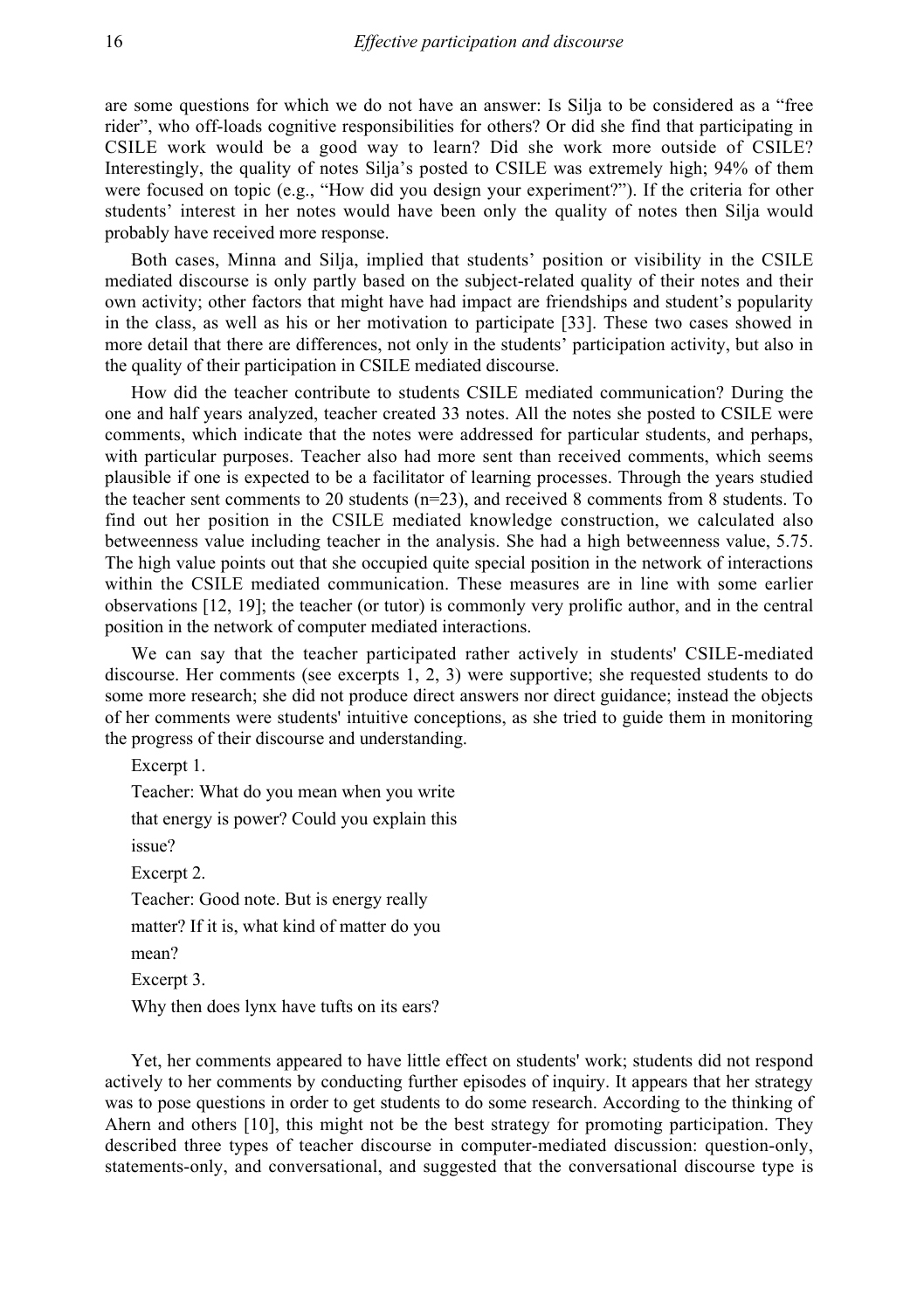are some questions for which we do not have an answer: Is Silja to be considered as a "free rider", who off-loads cognitive responsibilities for others? Or did she find that participating in CSILE work would be a good way to learn? Did she work more outside of CSILE? Interestingly, the quality of notes Silja's posted to CSILE was extremely high; 94% of them were focused on topic (e.g., "How did you design your experiment?"). If the criteria for other students' interest in her notes would have been only the quality of notes then Silja would probably have received more response.

Both cases, Minna and Silja, implied that students' position or visibility in the CSILE mediated discourse is only partly based on the subject-related quality of their notes and their own activity; other factors that might have had impact are friendships and student's popularity in the class, as well as his or her motivation to participate [33]. These two cases showed in more detail that there are differences, not only in the students' participation activity, but also in the quality of their participation in CSILE mediated discourse.

How did the teacher contribute to students CSILE mediated communication? During the one and half years analyzed, teacher created 33 notes. All the notes she posted to CSILE were comments, which indicate that the notes were addressed for particular students, and perhaps, with particular purposes. Teacher also had more sent than received comments, which seems plausible if one is expected to be a facilitator of learning processes. Through the years studied the teacher sent comments to 20 students (n=23), and received 8 comments from 8 students. To find out her position in the CSILE mediated knowledge construction, we calculated also betweenness value including teacher in the analysis. She had a high betweenness value, 5.75. The high value points out that she occupied quite special position in the network of interactions within the CSILE mediated communication. These measures are in line with some earlier observations [12, 19]; the teacher (or tutor) is commonly very prolific author, and in the central position in the network of computer mediated interactions.

We can say that the teacher participated rather actively in students' CSILE-mediated discourse. Her comments (see excerpts 1, 2, 3) were supportive; she requested students to do some more research; she did not produce direct answers nor direct guidance; instead the objects of her comments were students' intuitive conceptions, as she tried to guide them in monitoring the progress of their discourse and understanding.

Excerpt 1.

Teacher: What do you mean when you write
that energy is power? Could you explain this
issue?

Excerpt 2.

Teacher: Good note. But is energy really
matter? If it is, what kind of matter do you
mean?

Excerpt 3.

Why then does lynx have tufts on its ears?

Yet, her comments appeared to have little effect on students' work; students did not respond actively to her comments by conducting further episodes of inquiry. It appears that her strategy was to pose questions in order to get students to do some research. According to the thinking of Ahern and others [10], this might not be the best strategy for promoting participation. They described three types of teacher discourse in computer-mediated discussion: question-only, statements-only, and conversational, and suggested that the conversational discourse type is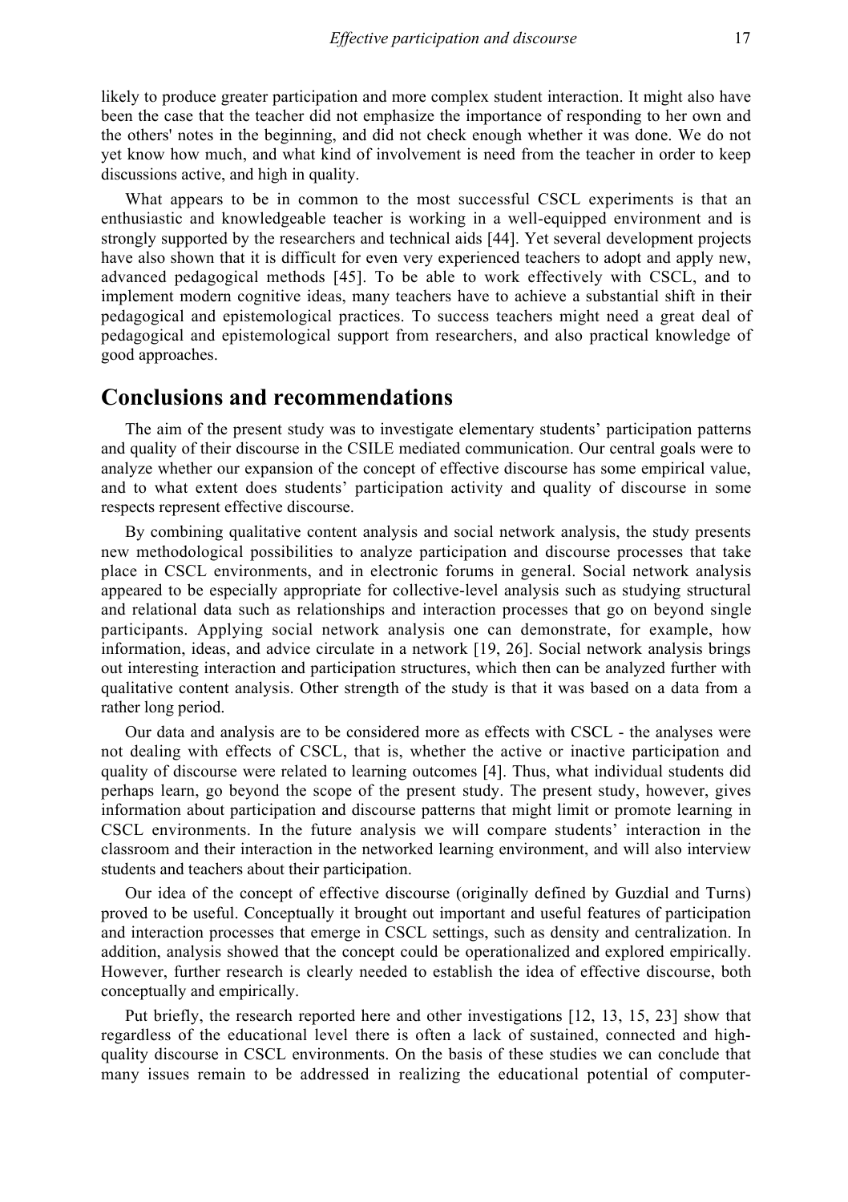likely to produce greater participation and more complex student interaction. It might also have been the case that the teacher did not emphasize the importance of responding to her own and the others' notes in the beginning, and did not check enough whether it was done. We do not yet know how much, and what kind of involvement is need from the teacher in order to keep discussions active, and high in quality.

What appears to be in common to the most successful CSCL experiments is that an enthusiastic and knowledgeable teacher is working in a well-equipped environment and is strongly supported by the researchers and technical aids [44]. Yet several development projects have also shown that it is difficult for even very experienced teachers to adopt and apply new, advanced pedagogical methods [45]. To be able to work effectively with CSCL, and to implement modern cognitive ideas, many teachers have to achieve a substantial shift in their pedagogical and epistemological practices. To success teachers might need a great deal of pedagogical and epistemological support from researchers, and also practical knowledge of good approaches.

## Conclusions and recommendations

The aim of the present study was to investigate elementary students' participation patterns and quality of their discourse in the CSILE mediated communication. Our central goals were to analyze whether our expansion of the concept of effective discourse has some empirical value, and to what extent does students' participation activity and quality of discourse in some respects represent effective discourse.

By combining qualitative content analysis and social network analysis, the study presents new methodological possibilities to analyze participation and discourse processes that take place in CSCL environments, and in electronic forums in general. Social network analysis appeared to be especially appropriate for collective-level analysis such as studying structural and relational data such as relationships and interaction processes that go on beyond single participants. Applying social network analysis one can demonstrate, for example, how information, ideas, and advice circulate in a network [19, 26]. Social network analysis brings out interesting interaction and participation structures, which then can be analyzed further with qualitative content analysis. Other strength of the study is that it was based on a data from a rather long period.

Our data and analysis are to be considered more as effects with CSCL - the analyses were not dealing with effects of CSCL, that is, whether the active or inactive participation and quality of discourse were related to learning outcomes [4]. Thus, what individual students did perhaps learn, go beyond the scope of the present study. The present study, however, gives information about participation and discourse patterns that might limit or promote learning in CSCL environments. In the future analysis we will compare students' interaction in the classroom and their interaction in the networked learning environment, and will also interview students and teachers about their participation.

Our idea of the concept of effective discourse (originally defined by Guzdial and Turns) proved to be useful. Conceptually it brought out important and useful features of participation and interaction processes that emerge in CSCL settings, such as density and centralization. In addition, analysis showed that the concept could be operationalized and explored empirically. However, further research is clearly needed to establish the idea of effective discourse, both conceptually and empirically.

Put briefly, the research reported here and other investigations [12, 13, 15, 23] show that regardless of the educational level there is often a lack of sustained, connected and high-quality discourse in CSCL environments. On the basis of these studies we can conclude that many issues remain to be addressed in realizing the educational potential of computer-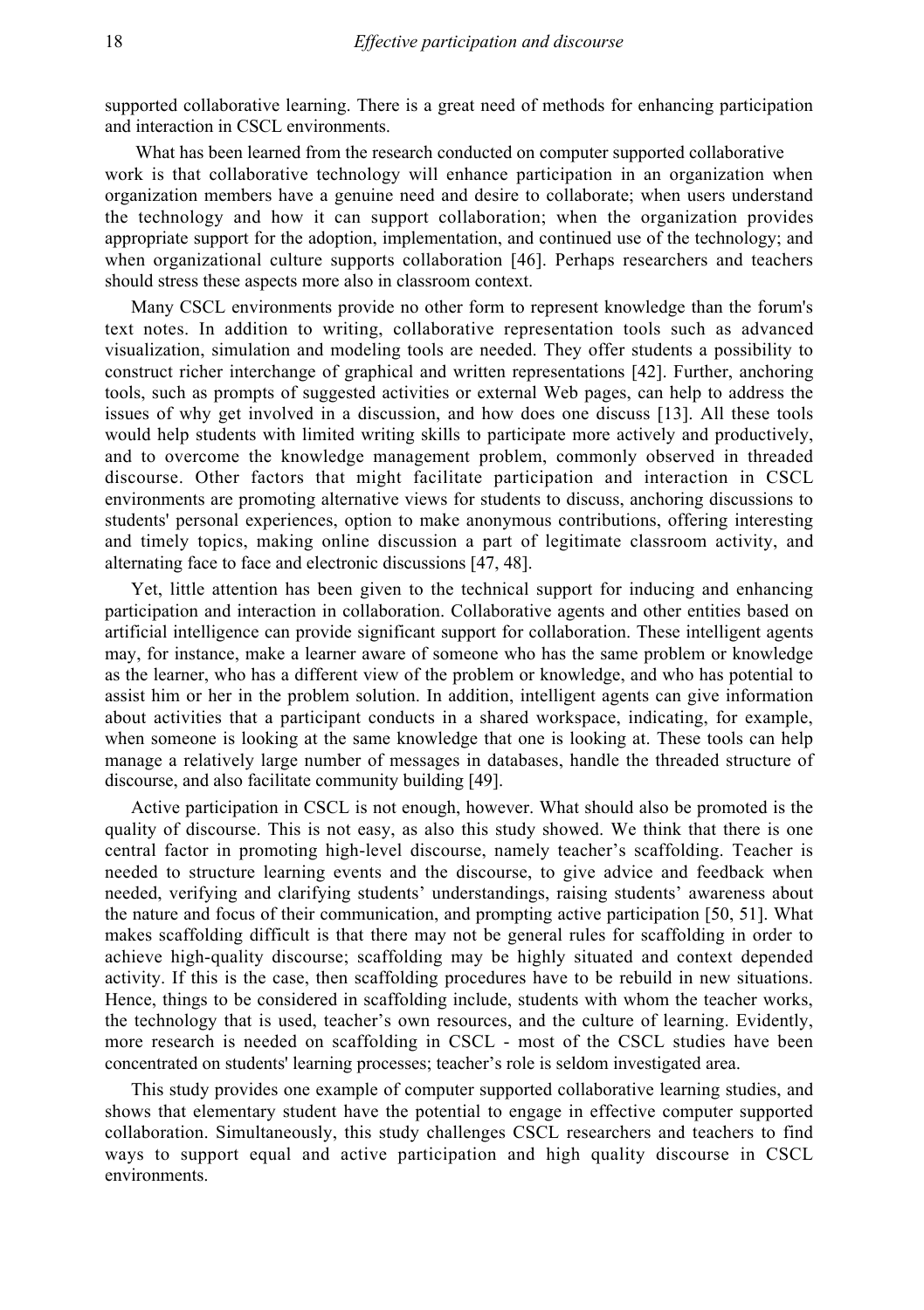supported collaborative learning. There is a great need of methods for enhancing participation and interaction in CSCL environments.

What has been learned from the research conducted on computer supported collaborative work is that collaborative technology will enhance participation in an organization when organization members have a genuine need and desire to collaborate; when users understand the technology and how it can support collaboration; when the organization provides appropriate support for the adoption, implementation, and continued use of the technology; and when organizational culture supports collaboration [46]. Perhaps researchers and teachers should stress these aspects more also in classroom context.

Many CSCL environments provide no other form to represent knowledge than the forum's text notes. In addition to writing, collaborative representation tools such as advanced visualization, simulation and modeling tools are needed. They offer students a possibility to construct richer interchange of graphical and written representations [42]. Further, anchoring tools, such as prompts of suggested activities or external Web pages, can help to address the issues of why get involved in a discussion, and how does one discuss [13]. All these tools would help students with limited writing skills to participate more actively and productively, and to overcome the knowledge management problem, commonly observed in threaded discourse. Other factors that might facilitate participation and interaction in CSCL environments are promoting alternative views for students to discuss, anchoring discussions to students' personal experiences, option to make anonymous contributions, offering interesting and timely topics, making online discussion a part of legitimate classroom activity, and alternating face to face and electronic discussions [47, 48].

Yet, little attention has been given to the technical support for inducing and enhancing participation and interaction in collaboration. Collaborative agents and other entities based on artificial intelligence can provide significant support for collaboration. These intelligent agents may, for instance, make a learner aware of someone who has the same problem or knowledge as the learner, who has a different view of the problem or knowledge, and who has potential to assist him or her in the problem solution. In addition, intelligent agents can give information about activities that a participant conducts in a shared workspace, indicating, for example, when someone is looking at the same knowledge that one is looking at. These tools can help manage a relatively large number of messages in databases, handle the threaded structure of discourse, and also facilitate community building [49].

Active participation in CSCL is not enough, however. What should also be promoted is the quality of discourse. This is not easy, as also this study showed. We think that there is one central factor in promoting high-level discourse, namely teacher's scaffolding. Teacher is needed to structure learning events and the discourse, to give advice and feedback when needed, verifying and clarifying students' understandings, raising students' awareness about the nature and focus of their communication, and prompting active participation [50, 51]. What makes scaffolding difficult is that there may not be general rules for scaffolding in order to achieve high-quality discourse; scaffolding may be highly situated and context depended activity. If this is the case, then scaffolding procedures have to be rebuild in new situations. Hence, things to be considered in scaffolding include, students with whom the teacher works, the technology that is used, teacher's own resources, and the culture of learning. Evidently, more research is needed on scaffolding in CSCL - most of the CSCL studies have been concentrated on students' learning processes; teacher's role is seldom investigated area.

This study provides one example of computer supported collaborative learning studies, and shows that elementary student have the potential to engage in effective computer supported collaboration. Simultaneously, this study challenges CSCL researchers and teachers to find ways to support equal and active participation and high quality discourse in CSCL environments.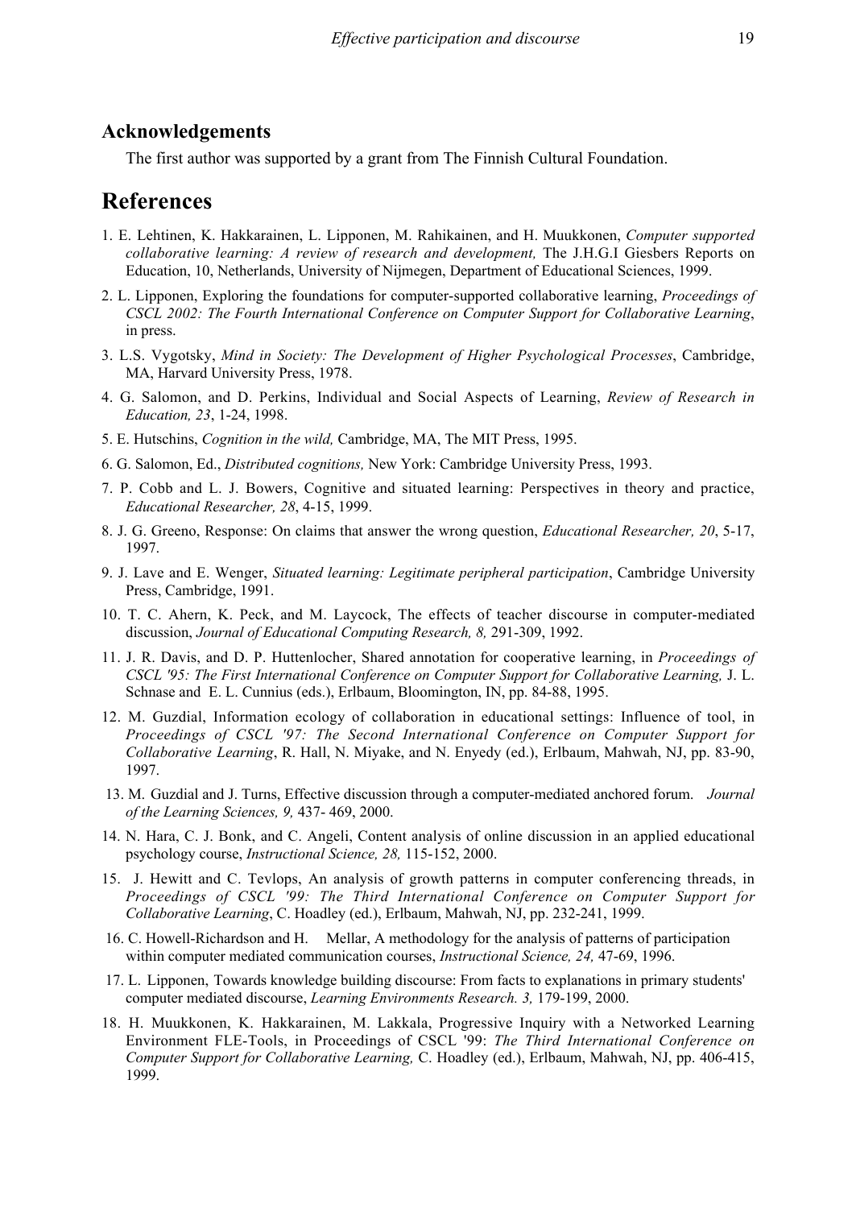## Acknowledgements

The first author was supported by a grant from The Finnish Cultural Foundation.

# References

1. E. Lehtinen, K. Hakkarainen, L. Lipponen, M. Rahikainen, and H. Muukkonen, *Computer supported collaborative learning: A review of research and development,* The J.H.G.I Giesbers Reports on Education, 10, Netherlands, University of Nijmegen, Department of Educational Sciences, 1999.
2. L. Lipponen, Exploring the foundations for computer-supported collaborative learning, *Proceedings of CSCL 2002: The Fourth International Conference on Computer Support for Collaborative Learning*, in press.
3. L.S. Vygotsky, *Mind in Society: The Development of Higher Psychological Processes*, Cambridge, MA, Harvard University Press, 1978.
4. G. Salomon, and D. Perkins, Individual and Social Aspects of Learning, *Review of Research in Education, 23*, 1-24, 1998.
5. E. Hutschins, *Cognition in the wild,* Cambridge, MA, The MIT Press, 1995.
6. G. Salomon, Ed., *Distributed cognitions,* New York: Cambridge University Press, 1993.
7. P. Cobb and L. J. Bowers, Cognitive and situated learning: Perspectives in theory and practice, *Educational Researcher, 28*, 4-15, 1999.
8. J. G. Greeno, Response: On claims that answer the wrong question, *Educational Researcher, 20*, 5-17, 1997.
9. J. Lave and E. Wenger, *Situated learning: Legitimate peripheral participation*, Cambridge University Press, Cambridge, 1991.
10. T. C. Ahern, K. Peck, and M. Laycock, The effects of teacher discourse in computer-mediated discussion, *Journal of Educational Computing Research, 8,* 291-309, 1992.
11. J. R. Davis, and D. P. Huttenlocher, Shared annotation for cooperative learning, in *Proceedings of CSCL '95: The First International Conference on Computer Support for Collaborative Learning,* J. L. Schnase and E. L. Cunnius (eds.), Erlbaum, Bloomington, IN, pp. 84-88, 1995.
12. M. Guzdial, Information ecology of collaboration in educational settings: Influence of tool, in *Proceedings of CSCL '97: The Second International Conference on Computer Support for Collaborative Learning*, R. Hall, N. Miyake, and N. Enyedy (ed.), Erlbaum, Mahwah, NJ, pp. 83-90, 1997.
13. M. Guzdial and J. Turns, Effective discussion through a computer-mediated anchored forum. *Journal of the Learning Sciences, 9,* 437- 469, 2000.
14. N. Hara, C. J. Bonk, and C. Angeli, Content analysis of online discussion in an applied educational psychology course, *Instructional Science, 28,* 115-152, 2000.
15. J. Hewitt and C. Tevlops, An analysis of growth patterns in computer conferencing threads, in *Proceedings of CSCL '99: The Third International Conference on Computer Support for Collaborative Learning*, C. Hoadley (ed.), Erlbaum, Mahwah, NJ, pp. 232-241, 1999.
16. C. Howell-Richardson and H. Mellar, A methodology for the analysis of patterns of participation within computer mediated communication courses, *Instructional Science, 24,* 47-69, 1996.
17. L. Lipponen, Towards knowledge building discourse: From facts to explanations in primary students' computer mediated discourse, *Learning Environments Research. 3,* 179-199, 2000.
18. H. Muukkonen, K. Hakkarainen, M. Lakkala, Progressive Inquiry with a Networked Learning Environment FLE-Tools, in Proceedings of CSCL '99: *The Third International Conference on Computer Support for Collaborative Learning,* C. Hoadley (ed.), Erlbaum, Mahwah, NJ, pp. 406-415, 1999.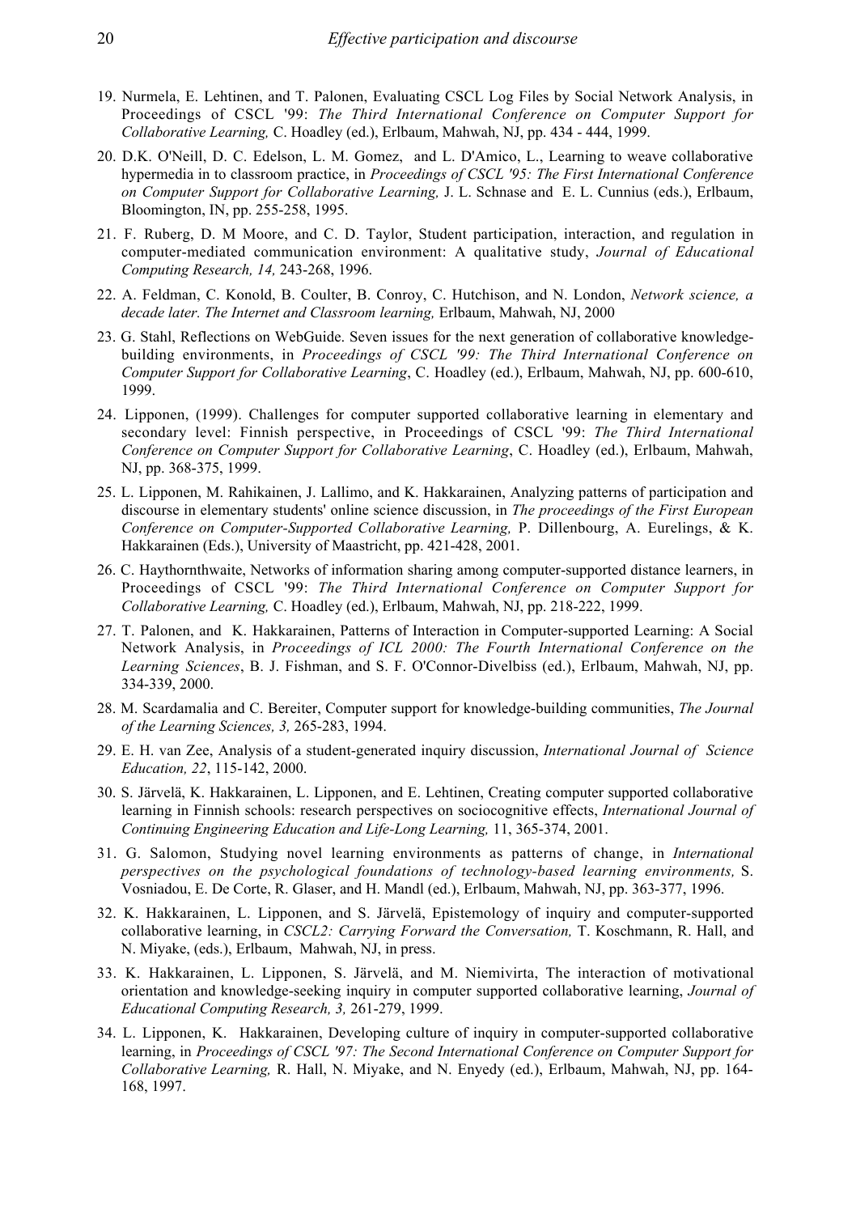19. Nurmela, E. Lehtinen, and T. Palonen, Evaluating CSCL Log Files by Social Network Analysis, in Proceedings of CSCL '99: *The Third International Conference on Computer Support for Collaborative Learning,* C. Hoadley (ed.), Erlbaum, Mahwah, NJ, pp. 434 - 444, 1999.

20. D.K. O'Neill, D. C. Edelson, L. M. Gomez, and L. D'Amico, L., Learning to weave collaborative hypermedia in to classroom practice, in *Proceedings of CSCL '95: The First International Conference on Computer Support for Collaborative Learning,* J. L. Schnase and E. L. Cunnius (eds.), Erlbaum, Bloomington, IN, pp. 255-258, 1995.

21. F. Ruberg, D. M Moore, and C. D. Taylor, Student participation, interaction, and regulation in computer-mediated communication environment: A qualitative study, *Journal of Educational Computing Research, 14,* 243-268, 1996.

22. A. Feldman, C. Konold, B. Coulter, B. Conroy, C. Hutchison, and N. London, *Network science, a decade later. The Internet and Classroom learning,* Erlbaum, Mahwah, NJ, 2000

23. G. Stahl, Reflections on WebGuide. Seven issues for the next generation of collaborative knowledge-building environments, in *Proceedings of CSCL '99: The Third International Conference on Computer Support for Collaborative Learning*, C. Hoadley (ed.), Erlbaum, Mahwah, NJ, pp. 600-610, 1999.

24. Lipponen, (1999). Challenges for computer supported collaborative learning in elementary and secondary level: Finnish perspective, in Proceedings of CSCL '99: *The Third International Conference on Computer Support for Collaborative Learning*, C. Hoadley (ed.), Erlbaum, Mahwah, NJ, pp. 368-375, 1999.

25. L. Lipponen, M. Rahikainen, J. Lallimo, and K. Hakkarainen, Analyzing patterns of participation and discourse in elementary students' online science discussion, in *The proceedings of the First European Conference on Computer-Supported Collaborative Learning,* P. Dillenbourg, A. Eurelings, & K. Hakkarainen (Eds.), University of Maastricht, pp. 421-428, 2001.

26. C. Haythornthwaite, Networks of information sharing among computer-supported distance learners, in Proceedings of CSCL '99: *The Third International Conference on Computer Support for Collaborative Learning,* C. Hoadley (ed.), Erlbaum, Mahwah, NJ, pp. 218-222, 1999.

27. T. Palonen, and K. Hakkarainen, Patterns of Interaction in Computer-supported Learning: A Social Network Analysis, in *Proceedings of ICL 2000: The Fourth International Conference on the Learning Sciences*, B. J. Fishman, and S. F. O'Connor-Divelbiss (ed.), Erlbaum, Mahwah, NJ, pp. 334-339, 2000.

28. M. Scardamalia and C. Bereiter, Computer support for knowledge-building communities, *The Journal of the Learning Sciences, 3,* 265-283, 1994.

29. E. H. van Zee, Analysis of a student-generated inquiry discussion, *International Journal of Science Education, 22*, 115-142, 2000.

30. S. Järvelä, K. Hakkarainen, L. Lipponen, and E. Lehtinen, Creating computer supported collaborative learning in Finnish schools: research perspectives on sociocognitive effects, *International Journal of Continuing Engineering Education and Life-Long Learning,* 11, 365-374, 2001.

31. G. Salomon, Studying novel learning environments as patterns of change, in *International perspectives on the psychological foundations of technology-based learning environments,* S. Vosniadou, E. De Corte, R. Glaser, and H. Mandl (ed.), Erlbaum, Mahwah, NJ, pp. 363-377, 1996.

32. K. Hakkarainen, L. Lipponen, and S. Järvelä, Epistemology of inquiry and computer-supported collaborative learning, in *CSCL2: Carrying Forward the Conversation,* T. Koschmann, R. Hall, and N. Miyake, (eds.), Erlbaum, Mahwah, NJ, in press.

33. K. Hakkarainen, L. Lipponen, S. Järvelä, and M. Niemivirta, The interaction of motivational orientation and knowledge-seeking inquiry in computer supported collaborative learning, *Journal of Educational Computing Research, 3,* 261-279, 1999.

34. L. Lipponen, K. Hakkarainen, Developing culture of inquiry in computer-supported collaborative learning, in *Proceedings of CSCL '97: The Second International Conference on Computer Support for Collaborative Learning,* R. Hall, N. Miyake, and N. Enyedy (ed.), Erlbaum, Mahwah, NJ, pp. 164-168, 1997.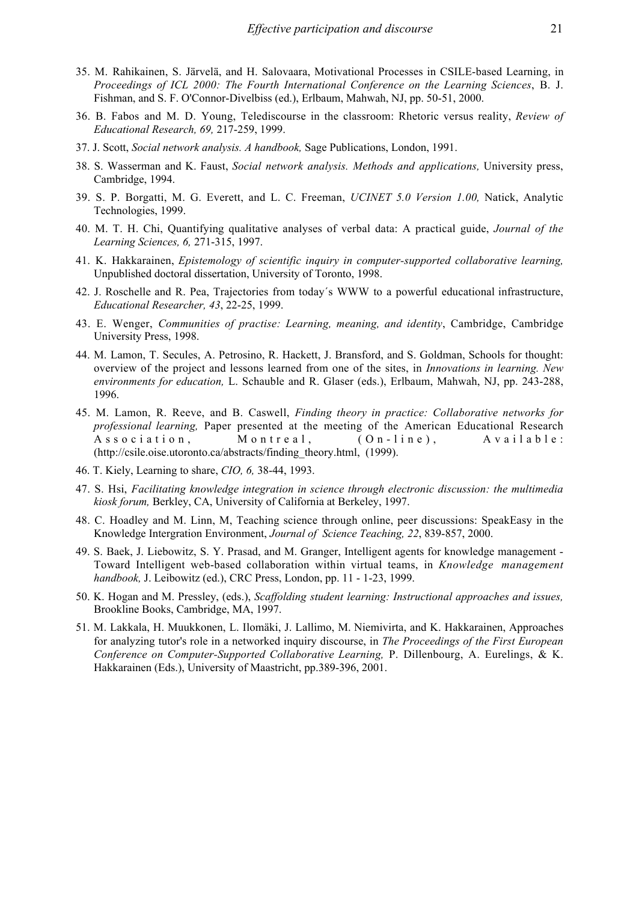35. M. Rahikainen, S. Järvelä, and H. Salovaara, Motivational Processes in CSILE-based Learning, in *Proceedings of ICL 2000: The Fourth International Conference on the Learning Sciences*, B. J. Fishman, and S. F. O'Connor-Divelbiss (ed.), Erlbaum, Mahwah, NJ, pp. 50-51, 2000.

36. B. Fabos and M. D. Young, Telediscourse in the classroom: Rhetoric versus reality, *Review of Educational Research, 69,* 217-259, 1999.

37. J. Scott, *Social network analysis. A handbook,* Sage Publications, London, 1991.

38. S. Wasserman and K. Faust, *Social network analysis. Methods and applications,* University press, Cambridge, 1994.

39. S. P. Borgatti, M. G. Everett, and L. C. Freeman, *UCINET 5.0 Version 1.00,* Natick, Analytic Technologies, 1999.

40. M. T. H. Chi, Quantifying qualitative analyses of verbal data: A practical guide, *Journal of the Learning Sciences, 6,* 271-315, 1997.

41. K. Hakkarainen, *Epistemology of scientific inquiry in computer-supported collaborative learning,* Unpublished doctoral dissertation, University of Toronto, 1998.

42. J. Roschelle and R. Pea, Trajectories from today´s WWW to a powerful educational infrastructure, *Educational Researcher, 43*, 22-25, 1999.

43. E. Wenger, *Communities of practise: Learning, meaning, and identity*, Cambridge, Cambridge University Press, 1998.

44. M. Lamon, T. Secules, A. Petrosino, R. Hackett, J. Bransford, and S. Goldman, Schools for thought: overview of the project and lessons learned from one of the sites, in *Innovations in learning. New environments for education,* L. Schauble and R. Glaser (eds.), Erlbaum, Mahwah, NJ, pp. 243-288, 1996.

45. M. Lamon, R. Reeve, and B. Caswell, *Finding theory in practice: Collaborative networks for professional learning,* Paper presented at the meeting of the American Educational Research Association, Montreal, (On-line), Available: (http://csile.oise.utoronto.ca/abstracts/finding_theory.html, (1999).

46. T. Kiely, Learning to share, *CIO, 6,* 38-44, 1993.

47. S. Hsi, *Facilitating knowledge integration in science through electronic discussion: the multimedia kiosk forum,* Berkley, CA, University of California at Berkeley, 1997.

48. C. Hoadley and M. Linn, M, Teaching science through online, peer discussions: SpeakEasy in the Knowledge Intergration Environment, *Journal of Science Teaching, 22*, 839-857, 2000.

49. S. Baek, J. Liebowitz, S. Y. Prasad, and M. Granger, Intelligent agents for knowledge management - Toward Intelligent web-based collaboration within virtual teams, in *Knowledge management handbook,* J. Leibowitz (ed.), CRC Press, London, pp. 11 - 1-23, 1999.

50. K. Hogan and M. Pressley, (eds.), *Scaffolding student learning: Instructional approaches and issues,* Brookline Books, Cambridge, MA, 1997.

51. M. Lakkala, H. Muukkonen, L. Ilomäki, J. Lallimo, M. Niemivirta, and K. Hakkarainen, Approaches for analyzing tutor's role in a networked inquiry discourse, in *The Proceedings of the First European Conference on Computer-Supported Collaborative Learning,* P. Dillenbourg, A. Eurelings, & K. Hakkarainen (Eds.), University of Maastricht, pp.389-396, 2001.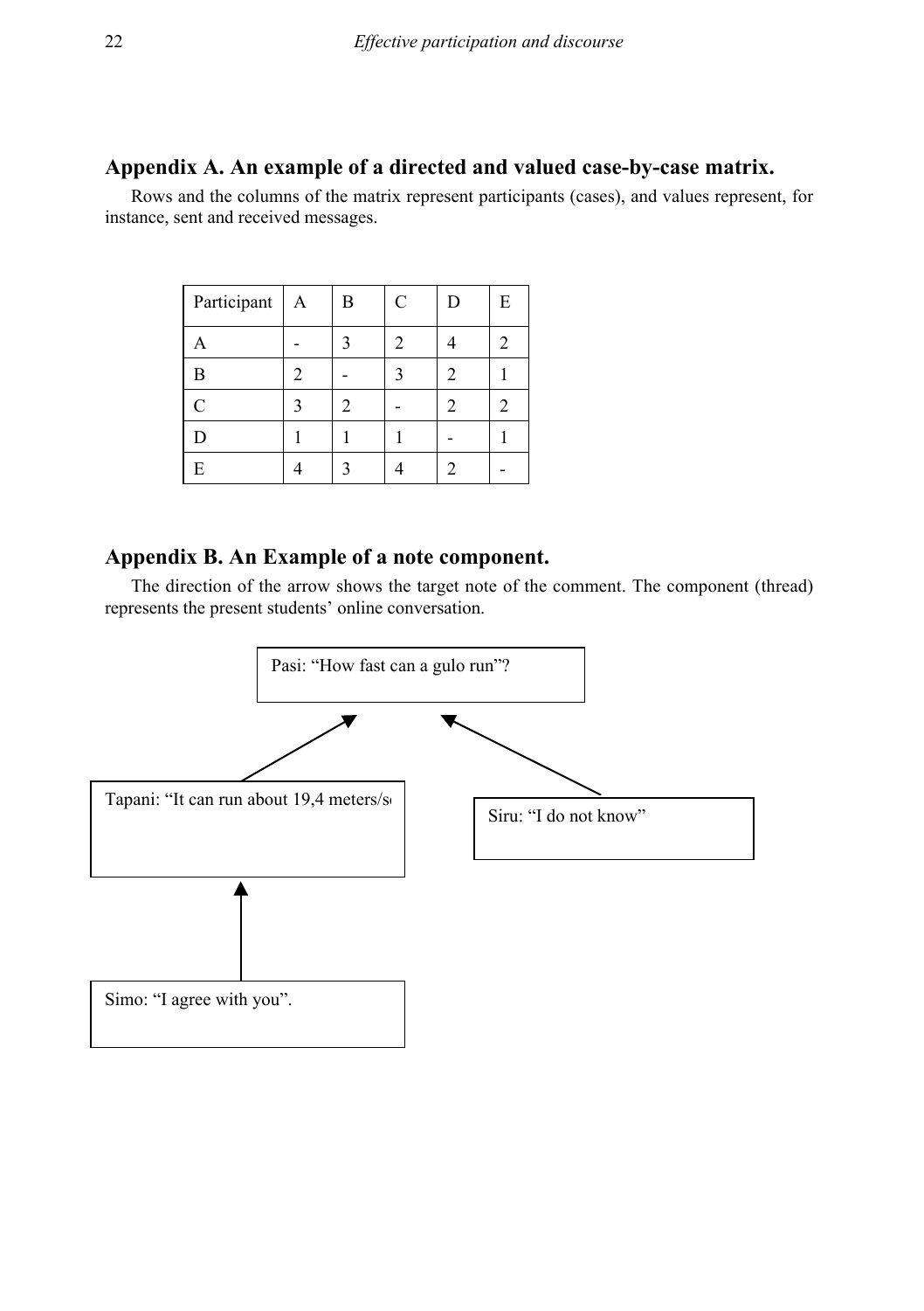## Appendix A. An example of a directed and valued case-by-case matrix.

Rows and the columns of the matrix represent participants (cases), and values represent, for instance, sent and received messages.

| Participant | A | B | C | D | E |
|---|---|---|---|---|---|
| A | - | 3 | 2 | 4 | 2 |
| B | 2 | - | 3 | 2 | 1 |
| C | 3 | 2 | - | 2 | 2 |
| D | 1 | 1 | 1 | - | 1 |
| E | 4 | 3 | 4 | 2 | - |

## Appendix B. An Example of a note component.

The direction of the arrow shows the target note of the comment. The component (thread) represents the present students' online conversation.

Pasi: "How fast can a gulo run"?

Tapani: "It can run about 19,4 meters/s

Siru: "I do not know"

Simo: "I agree with you".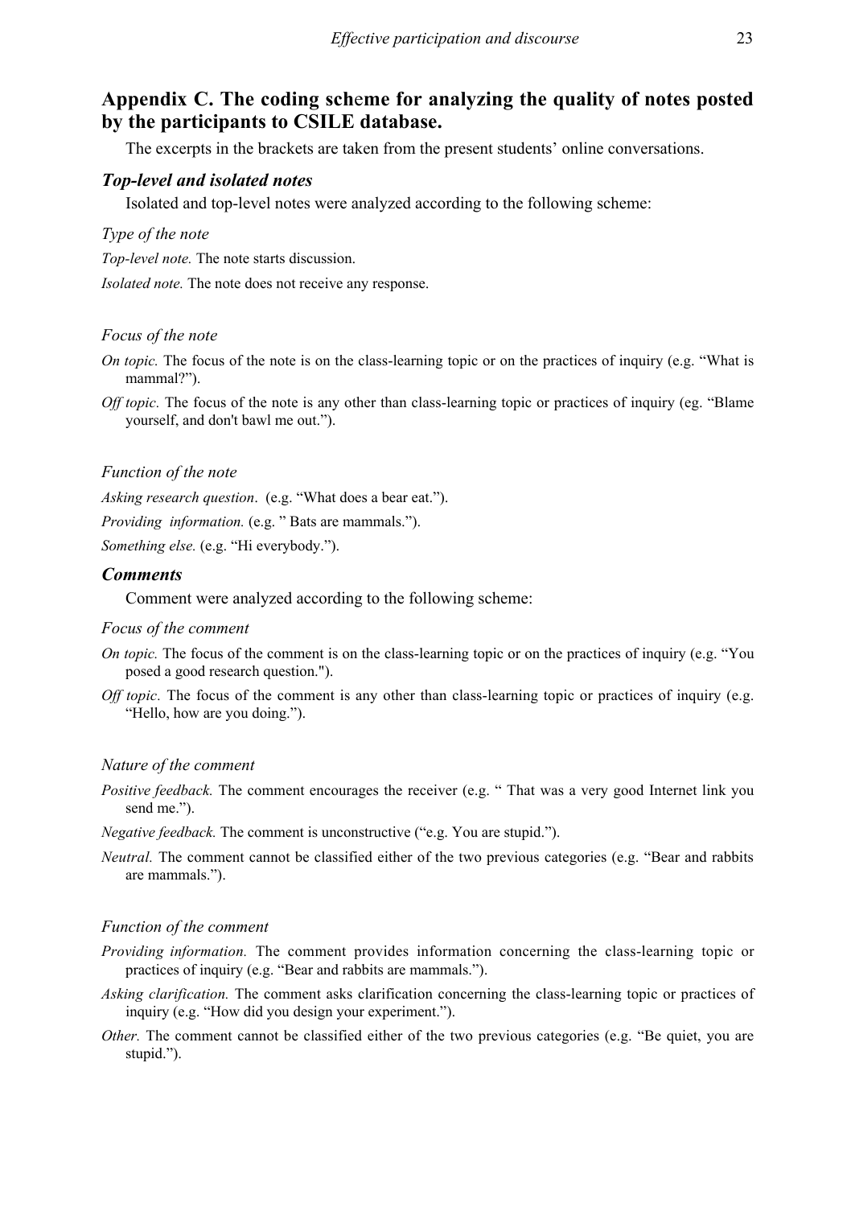## Appendix C. The coding scheme for analyzing the quality of notes posted by the participants to CSILE database.

The excerpts in the brackets are taken from the present students' online conversations.

### *Top-level and isolated notes*

Isolated and top-level notes were analyzed according to the following scheme:

*Type of the note*

*Top-level note.* The note starts discussion.

*Isolated note.* The note does not receive any response.

*Focus of the note*

*On topic.* The focus of the note is on the class-learning topic or on the practices of inquiry (e.g. "What is mammal?").

*Off topic.* The focus of the note is any other than class-learning topic or practices of inquiry (eg. "Blame yourself, and don't bawl me out.").

*Function of the note*

*Asking research question*. (e.g. "What does a bear eat.").

*Providing information.* (e.g. " Bats are mammals.").

*Something else.* (e.g. "Hi everybody.").

### *Comments*

Comment were analyzed according to the following scheme:

*Focus of the comment*

*On topic.* The focus of the comment is on the class-learning topic or on the practices of inquiry (e.g. "You posed a good research question.").

*Off topic.* The focus of the comment is any other than class-learning topic or practices of inquiry (e.g. "Hello, how are you doing.").

*Nature of the comment*

*Positive feedback.* The comment encourages the receiver (e.g. " That was a very good Internet link you send me.").

*Negative feedback.* The comment is unconstructive ("e.g. You are stupid.").

*Neutral.* The comment cannot be classified either of the two previous categories (e.g. "Bear and rabbits are mammals.").

*Function of the comment*

*Providing information.* The comment provides information concerning the class-learning topic or practices of inquiry (e.g. "Bear and rabbits are mammals.").

*Asking clarification.* The comment asks clarification concerning the class-learning topic or practices of inquiry (e.g. "How did you design your experiment.").

*Other.* The comment cannot be classified either of the two previous categories (e.g. "Be quiet, you are stupid.").